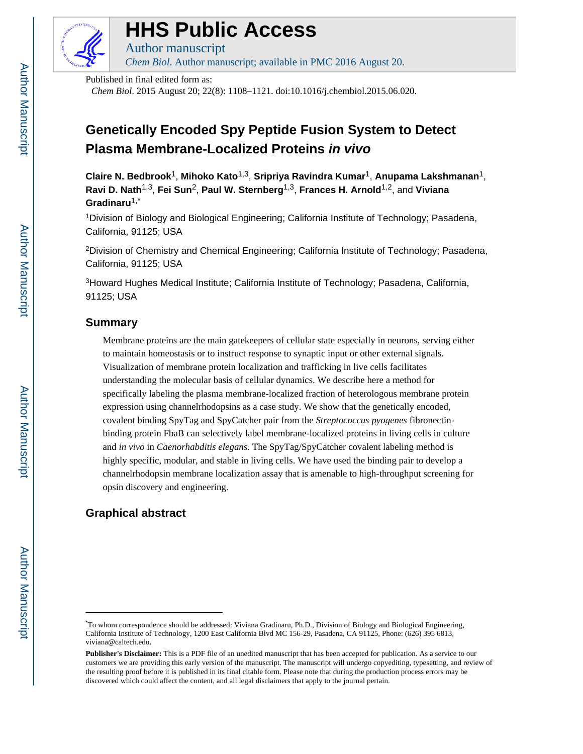# HHS Public Access

Author manuscript

*Chem Biol*. Author manuscript; available in PMC 2016 August 20.

Published in final edited form as:

*Chem Biol*. 2015 August 20; 22(8): 1108–1121. doi:10.1016/j.chembiol.2015.06.020.

# Genetically Encoded Spy Peptide Fusion System to Detect Plasma Membrane-Localized Proteins *in vivo*

**Claire N. Bedbrook**[1], **Mihoko Kato**[1,3], **Sripriya Ravindra Kumar**[1], **Anupama Lakshmanan**[1], **Ravi D. Nath**[1,3], **Fei Sun**[2], **Paul W. Sternberg**[1,3], **Frances H. Arnold**[1,2], and **Viviana Gradinaru**[1,*]

[1]Division of Biology and Biological Engineering; California Institute of Technology; Pasadena, California, 91125; USA

[2]Division of Chemistry and Chemical Engineering; California Institute of Technology; Pasadena, California, 91125; USA

[3]Howard Hughes Medical Institute; California Institute of Technology; Pasadena, California, 91125; USA

## Summary

Membrane proteins are the main gatekeepers of cellular state especially in neurons, serving either to maintain homeostasis or to instruct response to synaptic input or other external signals. Visualization of membrane protein localization and trafficking in live cells facilitates understanding the molecular basis of cellular dynamics. We describe here a method for specifically labeling the plasma membrane-localized fraction of heterologous membrane protein expression using channelrhodopsins as a case study. We show that the genetically encoded, covalent binding SpyTag and SpyCatcher pair from the *Streptococcus pyogenes* fibronectin-binding protein FbaB can selectively label membrane-localized proteins in living cells in culture and *in vivo* in *Caenorhabditis elegans*. The SpyTag/SpyCatcher covalent labeling method is highly specific, modular, and stable in living cells. We have used the binding pair to develop a channelrhodopsin membrane localization assay that is amenable to high-throughput screening for opsin discovery and engineering.

## Graphical abstract

*To whom correspondence should be addressed: Viviana Gradinaru, Ph.D., Division of Biology and Biological Engineering, California Institute of Technology, 1200 East California Blvd MC 156-29, Pasadena, CA 91125, Phone: (626) 395 6813, viviana@caltech.edu.

**Publisher's Disclaimer:** This is a PDF file of an unedited manuscript that has been accepted for publication. As a service to our customers we are providing this early version of the manuscript. The manuscript will undergo copyediting, typesetting, and review of the resulting proof before it is published in its final citable form. Please note that during the production process errors may be discovered which could affect the content, and all legal disclaimers that apply to the journal pertain.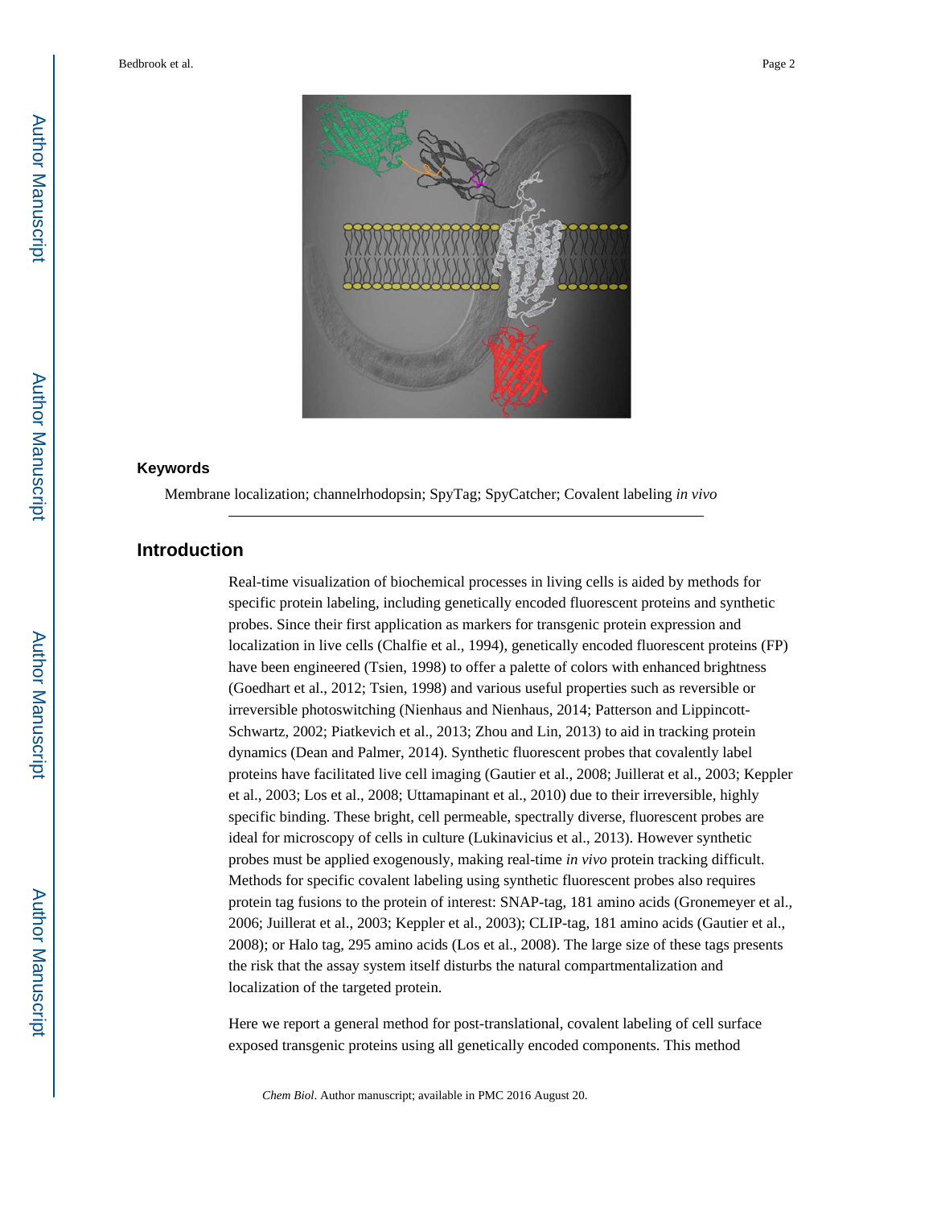## Keywords

Membrane localization; channelrhodopsin; SpyTag; SpyCatcher; Covalent labeling *in vivo*

## Introduction

Real-time visualization of biochemical processes in living cells is aided by methods for specific protein labeling, including genetically encoded fluorescent proteins and synthetic probes. Since their first application as markers for transgenic protein expression and localization in live cells (Chalfie et al., 1994), genetically encoded fluorescent proteins (FP) have been engineered (Tsien, 1998) to offer a palette of colors with enhanced brightness (Goedhart et al., 2012; Tsien, 1998) and various useful properties such as reversible or irreversible photoswitching (Nienhaus and Nienhaus, 2014; Patterson and Lippincott-Schwartz, 2002; Piatkevich et al., 2013; Zhou and Lin, 2013) to aid in tracking protein dynamics (Dean and Palmer, 2014). Synthetic fluorescent probes that covalently label proteins have facilitated live cell imaging (Gautier et al., 2008; Juillerat et al., 2003; Keppler et al., 2003; Los et al., 2008; Uttamapinant et al., 2010) due to their irreversible, highly specific binding. These bright, cell permeable, spectrally diverse, fluorescent probes are ideal for microscopy of cells in culture (Lukinavicius et al., 2013). However synthetic probes must be applied exogenously, making real-time *in vivo* protein tracking difficult. Methods for specific covalent labeling using synthetic fluorescent probes also requires protein tag fusions to the protein of interest: SNAP-tag, 181 amino acids (Gronemeyer et al., 2006; Juillerat et al., 2003; Keppler et al., 2003); CLIP-tag, 181 amino acids (Gautier et al., 2008); or Halo tag, 295 amino acids (Los et al., 2008). The large size of these tags presents the risk that the assay system itself disturbs the natural compartmentalization and localization of the targeted protein.

Here we report a general method for post-translational, covalent labeling of cell surface exposed transgenic proteins using all genetically encoded components. This method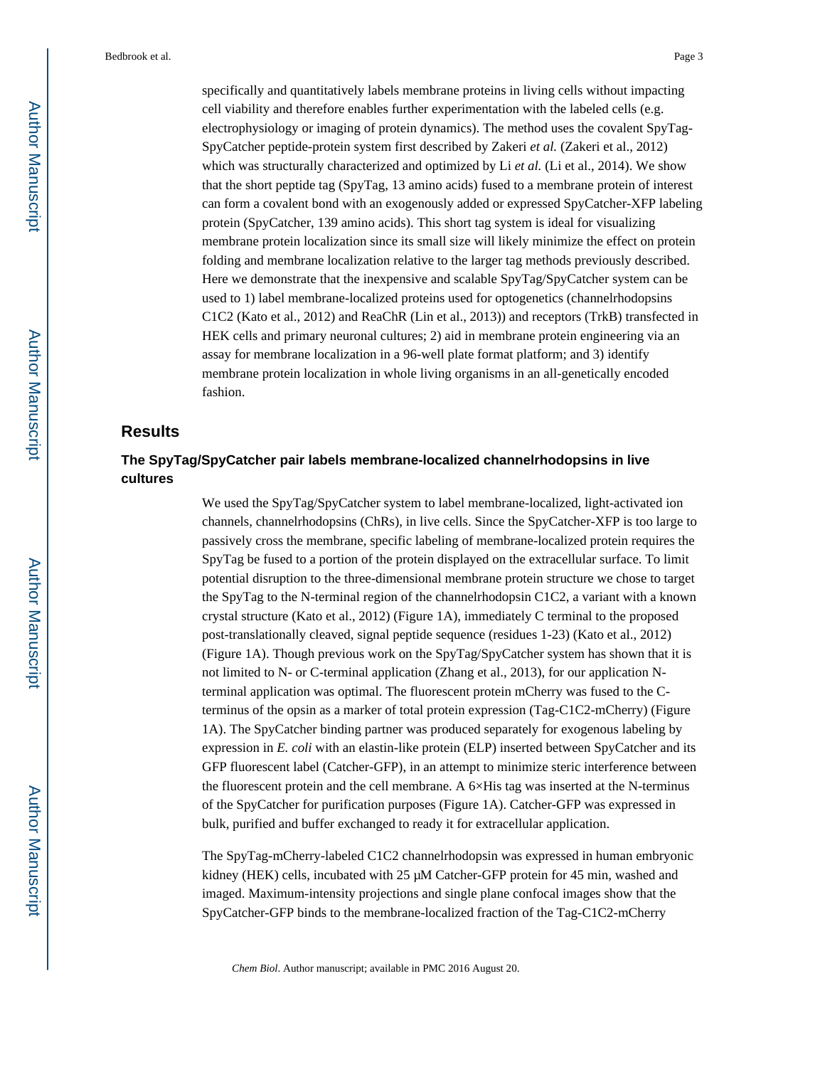specifically and quantitatively labels membrane proteins in living cells without impacting cell viability and therefore enables further experimentation with the labeled cells (e.g. electrophysiology or imaging of protein dynamics). The method uses the covalent SpyTag-SpyCatcher peptide-protein system first described by Zakeri *et al.* (Zakeri et al., 2012) which was structurally characterized and optimized by Li *et al.* (Li et al., 2014). We show that the short peptide tag (SpyTag, 13 amino acids) fused to a membrane protein of interest can form a covalent bond with an exogenously added or expressed SpyCatcher-XFP labeling protein (SpyCatcher, 139 amino acids). This short tag system is ideal for visualizing membrane protein localization since its small size will likely minimize the effect on protein folding and membrane localization relative to the larger tag methods previously described. Here we demonstrate that the inexpensive and scalable SpyTag/SpyCatcher system can be used to 1) label membrane-localized proteins used for optogenetics (channelrhodopsins C1C2 (Kato et al., 2012) and ReaChR (Lin et al., 2013)) and receptors (TrkB) transfected in HEK cells and primary neuronal cultures; 2) aid in membrane protein engineering via an assay for membrane localization in a 96-well plate format platform; and 3) identify membrane protein localization in whole living organisms in an all-genetically encoded fashion.

## Results

### The SpyTag/SpyCatcher pair labels membrane-localized channelrhodopsins in live cultures

We used the SpyTag/SpyCatcher system to label membrane-localized, light-activated ion channels, channelrhodopsins (ChRs), in live cells. Since the SpyCatcher-XFP is too large to passively cross the membrane, specific labeling of membrane-localized protein requires the SpyTag be fused to a portion of the protein displayed on the extracellular surface. To limit potential disruption to the three-dimensional membrane protein structure we chose to target the SpyTag to the N-terminal region of the channelrhodopsin C1C2, a variant with a known crystal structure (Kato et al., 2012) (Figure 1A), immediately C terminal to the proposed post-translationally cleaved, signal peptide sequence (residues 1-23) (Kato et al., 2012) (Figure 1A). Though previous work on the SpyTag/SpyCatcher system has shown that it is not limited to N- or C-terminal application (Zhang et al., 2013), for our application N-terminal application was optimal. The fluorescent protein mCherry was fused to the C-terminus of the opsin as a marker of total protein expression (Tag-C1C2-mCherry) (Figure 1A). The SpyCatcher binding partner was produced separately for exogenous labeling by expression in *E. coli* with an elastin-like protein (ELP) inserted between SpyCatcher and its GFP fluorescent label (Catcher-GFP), in an attempt to minimize steric interference between the fluorescent protein and the cell membrane. A 6×His tag was inserted at the N-terminus of the SpyCatcher for purification purposes (Figure 1A). Catcher-GFP was expressed in bulk, purified and buffer exchanged to ready it for extracellular application.

The SpyTag-mCherry-labeled C1C2 channelrhodopsin was expressed in human embryonic kidney (HEK) cells, incubated with 25 μM Catcher-GFP protein for 45 min, washed and imaged. Maximum-intensity projections and single plane confocal images show that the SpyCatcher-GFP binds to the membrane-localized fraction of the Tag-C1C2-mCherry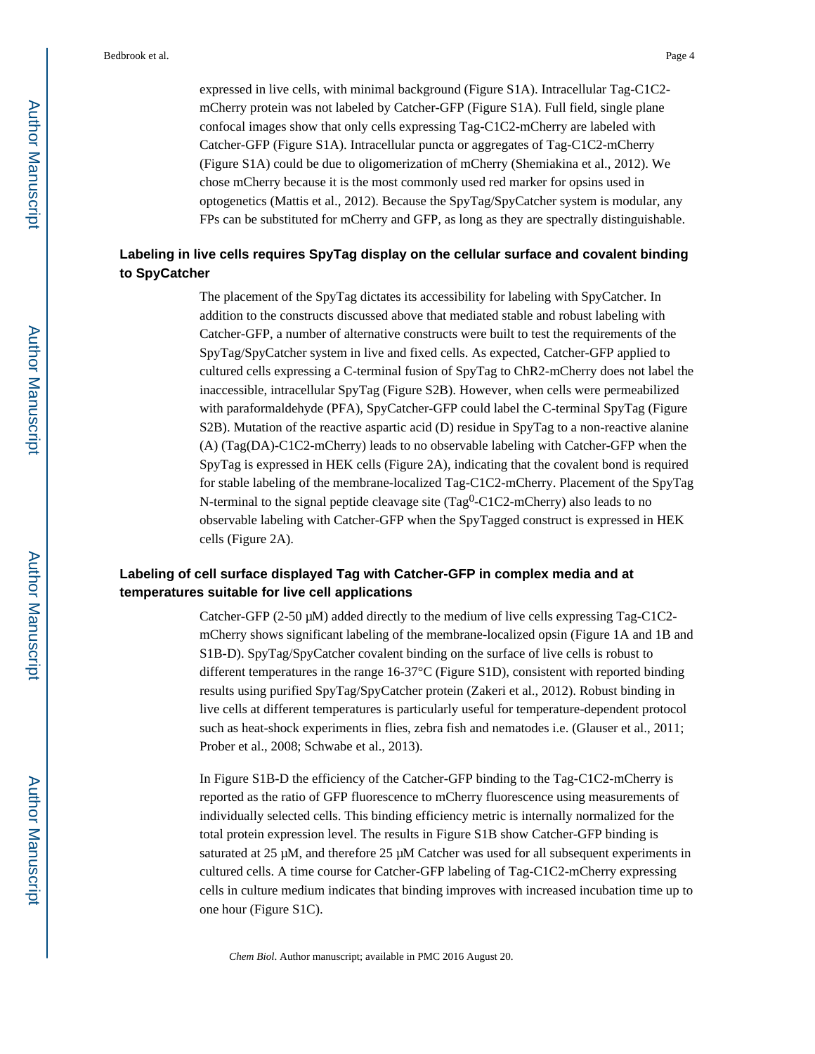expressed in live cells, with minimal background (Figure S1A). Intracellular Tag-C1C2-mCherry protein was not labeled by Catcher-GFP (Figure S1A). Full field, single plane confocal images show that only cells expressing Tag-C1C2-mCherry are labeled with Catcher-GFP (Figure S1A). Intracellular puncta or aggregates of Tag-C1C2-mCherry (Figure S1A) could be due to oligomerization of mCherry (Shemiakina et al., 2012). We chose mCherry because it is the most commonly used red marker for opsins used in optogenetics (Mattis et al., 2012). Because the SpyTag/SpyCatcher system is modular, any FPs can be substituted for mCherry and GFP, as long as they are spectrally distinguishable.

## Labeling in live cells requires SpyTag display on the cellular surface and covalent binding to SpyCatcher

The placement of the SpyTag dictates its accessibility for labeling with SpyCatcher. In addition to the constructs discussed above that mediated stable and robust labeling with Catcher-GFP, a number of alternative constructs were built to test the requirements of the SpyTag/SpyCatcher system in live and fixed cells. As expected, Catcher-GFP applied to cultured cells expressing a C-terminal fusion of SpyTag to ChR2-mCherry does not label the inaccessible, intracellular SpyTag (Figure S2B). However, when cells were permeabilized with paraformaldehyde (PFA), SpyCatcher-GFP could label the C-terminal SpyTag (Figure S2B). Mutation of the reactive aspartic acid (D) residue in SpyTag to a non-reactive alanine (A) (Tag(DA)-C1C2-mCherry) leads to no observable labeling with Catcher-GFP when the SpyTag is expressed in HEK cells (Figure 2A), indicating that the covalent bond is required for stable labeling of the membrane-localized Tag-C1C2-mCherry. Placement of the SpyTag N-terminal to the signal peptide cleavage site ($Tag^0$-C1C2-mCherry) also leads to no observable labeling with Catcher-GFP when the SpyTagged construct is expressed in HEK cells (Figure 2A).

## Labeling of cell surface displayed Tag with Catcher-GFP in complex media and at temperatures suitable for live cell applications

Catcher-GFP (2-50 μM) added directly to the medium of live cells expressing Tag-C1C2-mCherry shows significant labeling of the membrane-localized opsin (Figure 1A and 1B and S1B-D). SpyTag/SpyCatcher covalent binding on the surface of live cells is robust to different temperatures in the range 16-37°C (Figure S1D), consistent with reported binding results using purified SpyTag/SpyCatcher protein (Zakeri et al., 2012). Robust binding in live cells at different temperatures is particularly useful for temperature-dependent protocol such as heat-shock experiments in flies, zebra fish and nematodes i.e. (Glauser et al., 2011; Prober et al., 2008; Schwabe et al., 2013).

In Figure S1B-D the efficiency of the Catcher-GFP binding to the Tag-C1C2-mCherry is reported as the ratio of GFP fluorescence to mCherry fluorescence using measurements of individually selected cells. This binding efficiency metric is internally normalized for the total protein expression level. The results in Figure S1B show Catcher-GFP binding is saturated at 25 μM, and therefore 25 μM Catcher was used for all subsequent experiments in cultured cells. A time course for Catcher-GFP labeling of Tag-C1C2-mCherry expressing cells in culture medium indicates that binding improves with increased incubation time up to one hour (Figure S1C).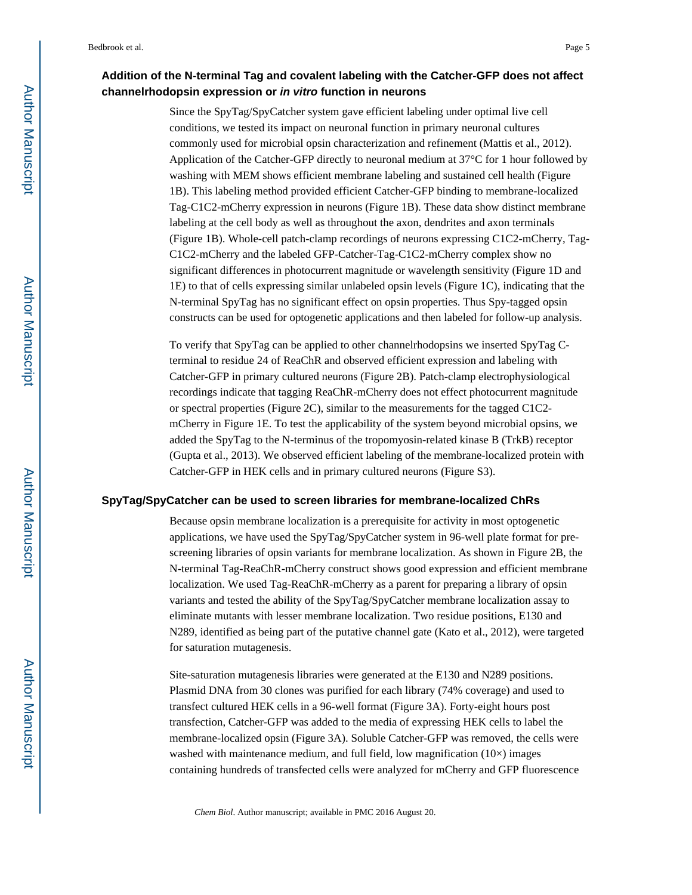### Addition of the N-terminal Tag and covalent labeling with the Catcher-GFP does not affect channelrhodopsin expression or *in vitro* function in neurons

Since the SpyTag/SpyCatcher system gave efficient labeling under optimal live cell conditions, we tested its impact on neuronal function in primary neuronal cultures commonly used for microbial opsin characterization and refinement (Mattis et al., 2012). Application of the Catcher-GFP directly to neuronal medium at 37°C for 1 hour followed by washing with MEM shows efficient membrane labeling and sustained cell health (Figure 1B). This labeling method provided efficient Catcher-GFP binding to membrane-localized Tag-C1C2-mCherry expression in neurons (Figure 1B). These data show distinct membrane labeling at the cell body as well as throughout the axon, dendrites and axon terminals (Figure 1B). Whole-cell patch-clamp recordings of neurons expressing C1C2-mCherry, Tag-C1C2-mCherry and the labeled GFP-Catcher-Tag-C1C2-mCherry complex show no significant differences in photocurrent magnitude or wavelength sensitivity (Figure 1D and 1E) to that of cells expressing similar unlabeled opsin levels (Figure 1C), indicating that the N-terminal SpyTag has no significant effect on opsin properties. Thus Spy-tagged opsin constructs can be used for optogenetic applications and then labeled for follow-up analysis.

To verify that SpyTag can be applied to other channelrhodopsins we inserted SpyTag C-terminal to residue 24 of ReaChR and observed efficient expression and labeling with Catcher-GFP in primary cultured neurons (Figure 2B). Patch-clamp electrophysiological recordings indicate that tagging ReaChR-mCherry does not effect photocurrent magnitude or spectral properties (Figure 2C), similar to the measurements for the tagged C1C2-mCherry in Figure 1E. To test the applicability of the system beyond microbial opsins, we added the SpyTag to the N-terminus of the tropomyosin-related kinase B (TrkB) receptor (Gupta et al., 2013). We observed efficient labeling of the membrane-localized protein with Catcher-GFP in HEK cells and in primary cultured neurons (Figure S3).

### SpyTag/SpyCatcher can be used to screen libraries for membrane-localized ChRs

Because opsin membrane localization is a prerequisite for activity in most optogenetic applications, we have used the SpyTag/SpyCatcher system in 96-well plate format for pre-screening libraries of opsin variants for membrane localization. As shown in Figure 2B, the N-terminal Tag-ReaChR-mCherry construct shows good expression and efficient membrane localization. We used Tag-ReaChR-mCherry as a parent for preparing a library of opsin variants and tested the ability of the SpyTag/SpyCatcher membrane localization assay to eliminate mutants with lesser membrane localization. Two residue positions, E130 and N289, identified as being part of the putative channel gate (Kato et al., 2012), were targeted for saturation mutagenesis.

Site-saturation mutagenesis libraries were generated at the E130 and N289 positions. Plasmid DNA from 30 clones was purified for each library (74% coverage) and used to transfect cultured HEK cells in a 96-well format (Figure 3A). Forty-eight hours post transfection, Catcher-GFP was added to the media of expressing HEK cells to label the membrane-localized opsin (Figure 3A). Soluble Catcher-GFP was removed, the cells were washed with maintenance medium, and full field, low magnification (10×) images containing hundreds of transfected cells were analyzed for mCherry and GFP fluorescence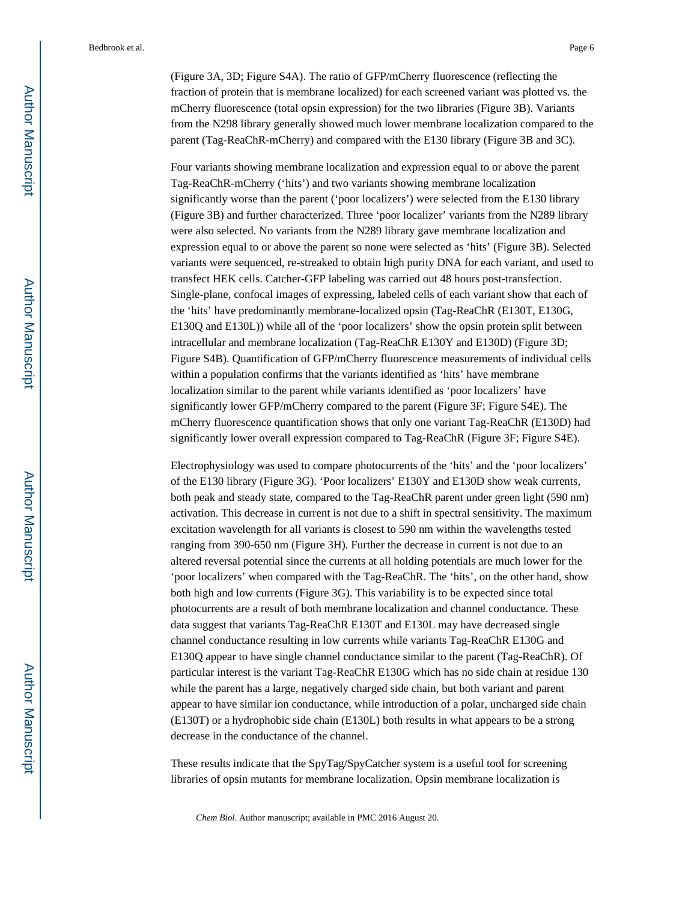(Figure 3A, 3D; Figure S4A). The ratio of GFP/mCherry fluorescence (reflecting the fraction of protein that is membrane localized) for each screened variant was plotted vs. the mCherry fluorescence (total opsin expression) for the two libraries (Figure 3B). Variants from the N298 library generally showed much lower membrane localization compared to the parent (Tag-ReaChR-mCherry) and compared with the E130 library (Figure 3B and 3C).

Four variants showing membrane localization and expression equal to or above the parent Tag-ReaChR-mCherry ('hits') and two variants showing membrane localization significantly worse than the parent ('poor localizers') were selected from the E130 library (Figure 3B) and further characterized. Three 'poor localizer' variants from the N289 library were also selected. No variants from the N289 library gave membrane localization and expression equal to or above the parent so none were selected as 'hits' (Figure 3B). Selected variants were sequenced, re-streaked to obtain high purity DNA for each variant, and used to transfect HEK cells. Catcher-GFP labeling was carried out 48 hours post-transfection. Single-plane, confocal images of expressing, labeled cells of each variant show that each of the 'hits' have predominantly membrane-localized opsin (Tag-ReaChR (E130T, E130G, E130Q and E130L)) while all of the 'poor localizers' show the opsin protein split between intracellular and membrane localization (Tag-ReaChR E130Y and E130D) (Figure 3D; Figure S4B). Quantification of GFP/mCherry fluorescence measurements of individual cells within a population confirms that the variants identified as 'hits' have membrane localization similar to the parent while variants identified as 'poor localizers' have significantly lower GFP/mCherry compared to the parent (Figure 3F; Figure S4E). The mCherry fluorescence quantification shows that only one variant Tag-ReaChR (E130D) had significantly lower overall expression compared to Tag-ReaChR (Figure 3F; Figure S4E).

Electrophysiology was used to compare photocurrents of the 'hits' and the 'poor localizers' of the E130 library (Figure 3G). 'Poor localizers' E130Y and E130D show weak currents, both peak and steady state, compared to the Tag-ReaChR parent under green light (590 nm) activation. This decrease in current is not due to a shift in spectral sensitivity. The maximum excitation wavelength for all variants is closest to 590 nm within the wavelengths tested ranging from 390-650 nm (Figure 3H). Further the decrease in current is not due to an altered reversal potential since the currents at all holding potentials are much lower for the 'poor localizers' when compared with the Tag-ReaChR. The 'hits', on the other hand, show both high and low currents (Figure 3G). This variability is to be expected since total photocurrents are a result of both membrane localization and channel conductance. These data suggest that variants Tag-ReaChR E130T and E130L may have decreased single channel conductance resulting in low currents while variants Tag-ReaChR E130G and E130Q appear to have single channel conductance similar to the parent (Tag-ReaChR). Of particular interest is the variant Tag-ReaChR E130G which has no side chain at residue 130 while the parent has a large, negatively charged side chain, but both variant and parent appear to have similar ion conductance, while introduction of a polar, uncharged side chain (E130T) or a hydrophobic side chain (E130L) both results in what appears to be a strong decrease in the conductance of the channel.

These results indicate that the SpyTag/SpyCatcher system is a useful tool for screening libraries of opsin mutants for membrane localization. Opsin membrane localization is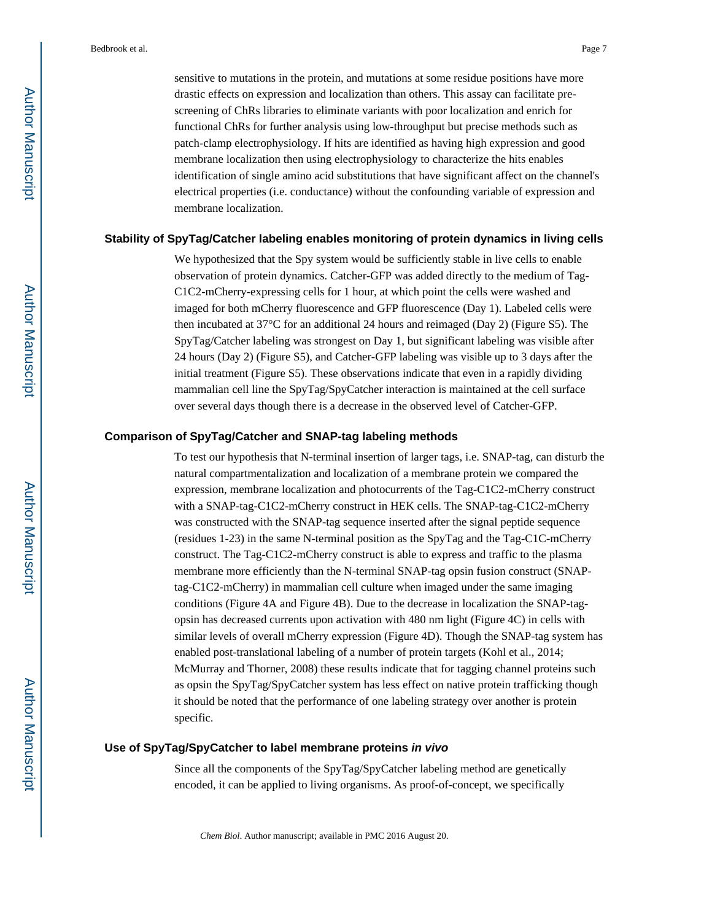sensitive to mutations in the protein, and mutations at some residue positions have more drastic effects on expression and localization than others. This assay can facilitate pre-screening of ChRs libraries to eliminate variants with poor localization and enrich for functional ChRs for further analysis using low-throughput but precise methods such as patch-clamp electrophysiology. If hits are identified as having high expression and good membrane localization then using electrophysiology to characterize the hits enables identification of single amino acid substitutions that have significant affect on the channel's electrical properties (i.e. conductance) without the confounding variable of expression and membrane localization.

### Stability of SpyTag/Catcher labeling enables monitoring of protein dynamics in living cells

We hypothesized that the Spy system would be sufficiently stable in live cells to enable observation of protein dynamics. Catcher-GFP was added directly to the medium of Tag-C1C2-mCherry-expressing cells for 1 hour, at which point the cells were washed and imaged for both mCherry fluorescence and GFP fluorescence (Day 1). Labeled cells were then incubated at 37°C for an additional 24 hours and reimaged (Day 2) (Figure S5). The SpyTag/Catcher labeling was strongest on Day 1, but significant labeling was visible after 24 hours (Day 2) (Figure S5), and Catcher-GFP labeling was visible up to 3 days after the initial treatment (Figure S5). These observations indicate that even in a rapidly dividing mammalian cell line the SpyTag/SpyCatcher interaction is maintained at the cell surface over several days though there is a decrease in the observed level of Catcher-GFP.

### Comparison of SpyTag/Catcher and SNAP-tag labeling methods

To test our hypothesis that N-terminal insertion of larger tags, i.e. SNAP-tag, can disturb the natural compartmentalization and localization of a membrane protein we compared the expression, membrane localization and photocurrents of the Tag-C1C2-mCherry construct with a SNAP-tag-C1C2-mCherry construct in HEK cells. The SNAP-tag-C1C2-mCherry was constructed with the SNAP-tag sequence inserted after the signal peptide sequence (residues 1-23) in the same N-terminal position as the SpyTag and the Tag-C1C-mCherry construct. The Tag-C1C2-mCherry construct is able to express and traffic to the plasma membrane more efficiently than the N-terminal SNAP-tag opsin fusion construct (SNAP-tag-C1C2-mCherry) in mammalian cell culture when imaged under the same imaging conditions (Figure 4A and Figure 4B). Due to the decrease in localization the SNAP-tag-opsin has decreased currents upon activation with 480 nm light (Figure 4C) in cells with similar levels of overall mCherry expression (Figure 4D). Though the SNAP-tag system has enabled post-translational labeling of a number of protein targets (Kohl et al., 2014; McMurray and Thorner, 2008) these results indicate that for tagging channel proteins such as opsin the SpyTag/SpyCatcher system has less effect on native protein trafficking though it should be noted that the performance of one labeling strategy over another is protein specific.

### Use of SpyTag/SpyCatcher to label membrane proteins *in vivo*

Since all the components of the SpyTag/SpyCatcher labeling method are genetically encoded, it can be applied to living organisms. As proof-of-concept, we specifically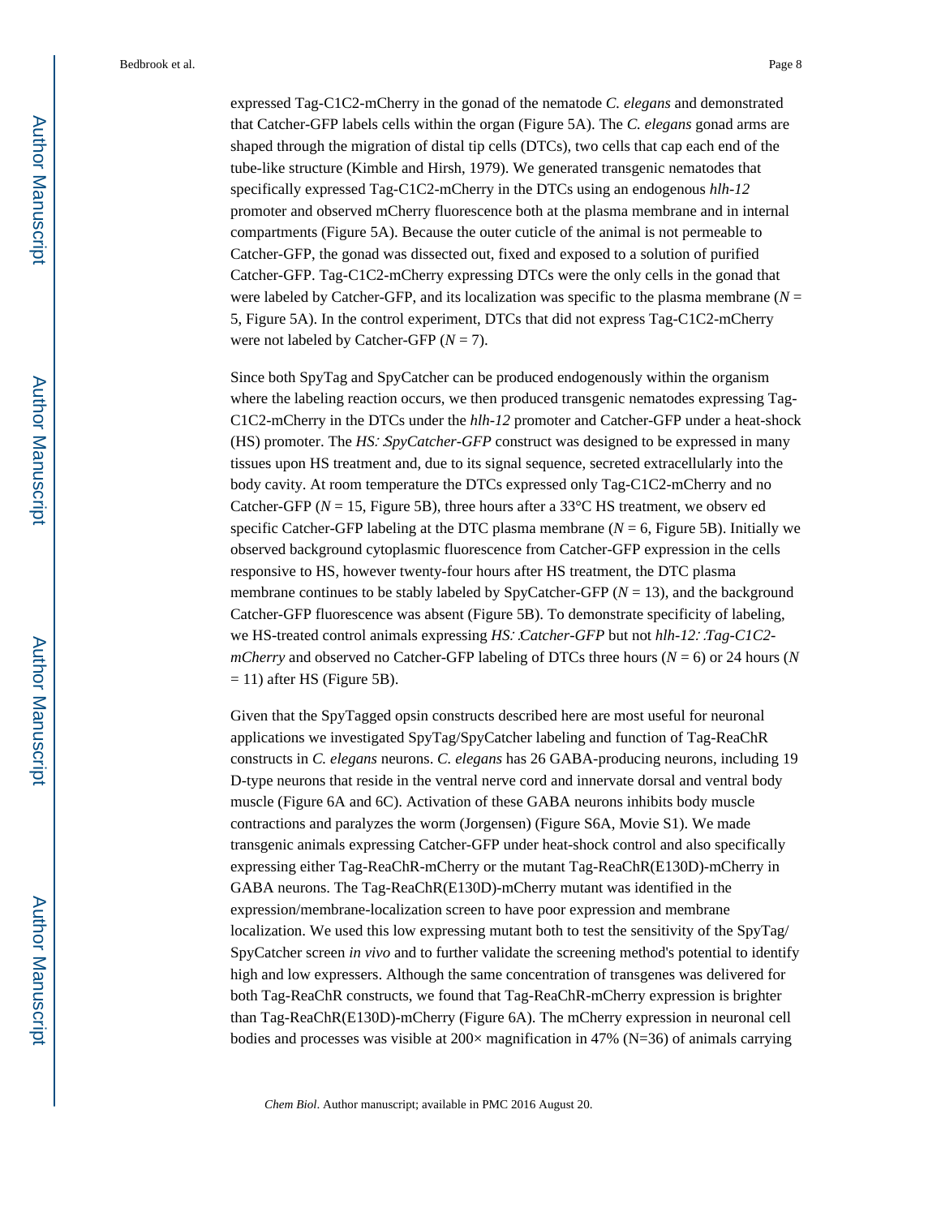expressed Tag-C1C2-mCherry in the gonad of the nematode *C. elegans* and demonstrated that Catcher-GFP labels cells within the organ (Figure 5A). The *C. elegans* gonad arms are shaped through the migration of distal tip cells (DTCs), two cells that cap each end of the tube-like structure (Kimble and Hirsh, 1979). We generated transgenic nematodes that specifically expressed Tag-C1C2-mCherry in the DTCs using an endogenous *hlh-12* promoter and observed mCherry fluorescence both at the plasma membrane and in internal compartments (Figure 5A). Because the outer cuticle of the animal is not permeable to Catcher-GFP, the gonad was dissected out, fixed and exposed to a solution of purified Catcher-GFP. Tag-C1C2-mCherry expressing DTCs were the only cells in the gonad that were labeled by Catcher-GFP, and its localization was specific to the plasma membrane ($N$ = 5, Figure 5A). In the control experiment, DTCs that did not express Tag-C1C2-mCherry were not labeled by Catcher-GFP ($N$ = 7).

Since both SpyTag and SpyCatcher can be produced endogenously within the organism where the labeling reaction occurs, we then produced transgenic nematodes expressing Tag-C1C2-mCherry in the DTCs under the *hlh-12* promoter and Catcher-GFP under a heat-shock (HS) promoter. The *HS::SpyCatcher-GFP* construct was designed to be expressed in many tissues upon HS treatment and, due to its signal sequence, secreted extracellularly into the body cavity. At room temperature the DTCs expressed only Tag-C1C2-mCherry and no Catcher-GFP ($N$ = 15, Figure 5B), three hours after a 33°C HS treatment, we observ ed specific Catcher-GFP labeling at the DTC plasma membrane ($N$ = 6, Figure 5B). Initially we observed background cytoplasmic fluorescence from Catcher-GFP expression in the cells responsive to HS, however twenty-four hours after HS treatment, the DTC plasma membrane continues to be stably labeled by SpyCatcher-GFP ($N$ = 13), and the background Catcher-GFP fluorescence was absent (Figure 5B). To demonstrate specificity of labeling, we HS-treated control animals expressing *HS::Catcher-GFP* but not *hlh-12::Tag-C1C2-mCherry* and observed no Catcher-GFP labeling of DTCs three hours ($N$ = 6) or 24 hours ($N$ = 11) after HS (Figure 5B).

Given that the SpyTagged opsin constructs described here are most useful for neuronal applications we investigated SpyTag/SpyCatcher labeling and function of Tag-ReaChR constructs in *C. elegans* neurons. *C. elegans* has 26 GABA-producing neurons, including 19 D-type neurons that reside in the ventral nerve cord and innervate dorsal and ventral body muscle (Figure 6A and 6C). Activation of these GABA neurons inhibits body muscle contractions and paralyzes the worm (Jorgensen) (Figure S6A, Movie S1). We made transgenic animals expressing Catcher-GFP under heat-shock control and also specifically expressing either Tag-ReaChR-mCherry or the mutant Tag-ReaChR(E130D)-mCherry in GABA neurons. The Tag-ReaChR(E130D)-mCherry mutant was identified in the expression/membrane-localization screen to have poor expression and membrane localization. We used this low expressing mutant both to test the sensitivity of the SpyTag/SpyCatcher screen *in vivo* and to further validate the screening method's potential to identify high and low expressers. Although the same concentration of transgenes was delivered for both Tag-ReaChR constructs, we found that Tag-ReaChR-mCherry expression is brighter than Tag-ReaChR(E130D)-mCherry (Figure 6A). The mCherry expression in neuronal cell bodies and processes was visible at 200× magnification in 47% (N=36) of animals carrying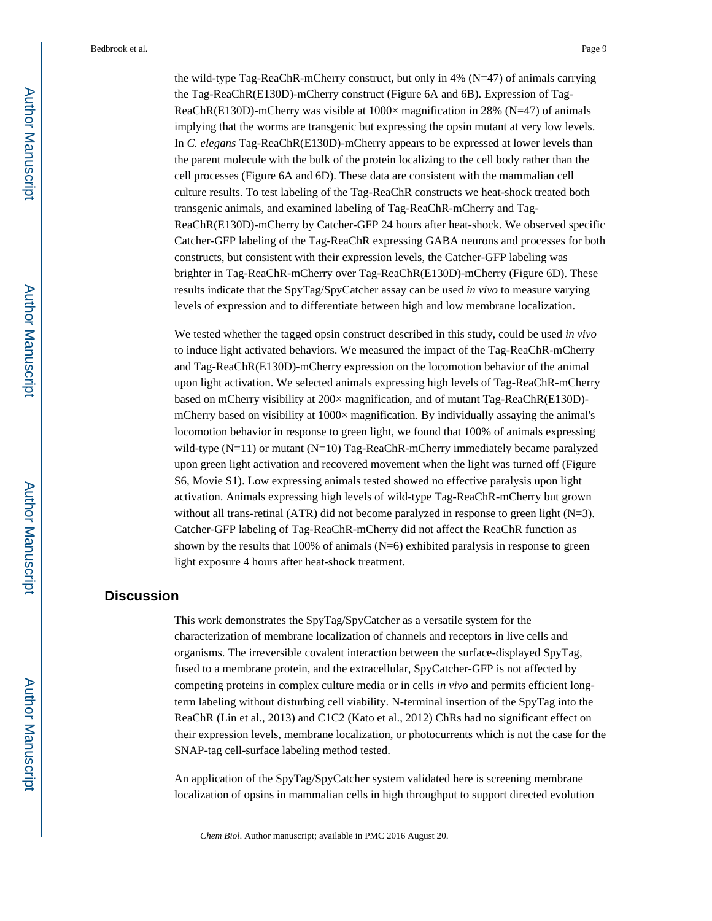the wild-type Tag-ReaChR-mCherry construct, but only in 4% (N=47) of animals carrying the Tag-ReaChR(E130D)-mCherry construct (Figure 6A and 6B). Expression of Tag-ReaChR(E130D)-mCherry was visible at 1000× magnification in 28% (N=47) of animals implying that the worms are transgenic but expressing the opsin mutant at very low levels. In *C. elegans* Tag-ReaChR(E130D)-mCherry appears to be expressed at lower levels than the parent molecule with the bulk of the protein localizing to the cell body rather than the cell processes (Figure 6A and 6D). These data are consistent with the mammalian cell culture results. To test labeling of the Tag-ReaChR constructs we heat-shock treated both transgenic animals, and examined labeling of Tag-ReaChR-mCherry and Tag-ReaChR(E130D)-mCherry by Catcher-GFP 24 hours after heat-shock. We observed specific Catcher-GFP labeling of the Tag-ReaChR expressing GABA neurons and processes for both constructs, but consistent with their expression levels, the Catcher-GFP labeling was brighter in Tag-ReaChR-mCherry over Tag-ReaChR(E130D)-mCherry (Figure 6D). These results indicate that the SpyTag/SpyCatcher assay can be used *in vivo* to measure varying levels of expression and to differentiate between high and low membrane localization.

We tested whether the tagged opsin construct described in this study, could be used *in vivo* to induce light activated behaviors. We measured the impact of the Tag-ReaChR-mCherry and Tag-ReaChR(E130D)-mCherry expression on the locomotion behavior of the animal upon light activation. We selected animals expressing high levels of Tag-ReaChR-mCherry based on mCherry visibility at 200× magnification, and of mutant Tag-ReaChR(E130D)-mCherry based on visibility at 1000× magnification. By individually assaying the animal's locomotion behavior in response to green light, we found that 100% of animals expressing wild-type (N=11) or mutant (N=10) Tag-ReaChR-mCherry immediately became paralyzed upon green light activation and recovered movement when the light was turned off (Figure S6, Movie S1). Low expressing animals tested showed no effective paralysis upon light activation. Animals expressing high levels of wild-type Tag-ReaChR-mCherry but grown without all trans-retinal (ATR) did not become paralyzed in response to green light (N=3). Catcher-GFP labeling of Tag-ReaChR-mCherry did not affect the ReaChR function as shown by the results that 100% of animals (N=6) exhibited paralysis in response to green light exposure 4 hours after heat-shock treatment.

## Discussion

This work demonstrates the SpyTag/SpyCatcher as a versatile system for the characterization of membrane localization of channels and receptors in live cells and organisms. The irreversible covalent interaction between the surface-displayed SpyTag, fused to a membrane protein, and the extracellular, SpyCatcher-GFP is not affected by competing proteins in complex culture media or in cells *in vivo* and permits efficient long-term labeling without disturbing cell viability. N-terminal insertion of the SpyTag into the ReaChR (Lin et al., 2013) and C1C2 (Kato et al., 2012) ChRs had no significant effect on their expression levels, membrane localization, or photocurrents which is not the case for the SNAP-tag cell-surface labeling method tested.

An application of the SpyTag/SpyCatcher system validated here is screening membrane localization of opsins in mammalian cells in high throughput to support directed evolution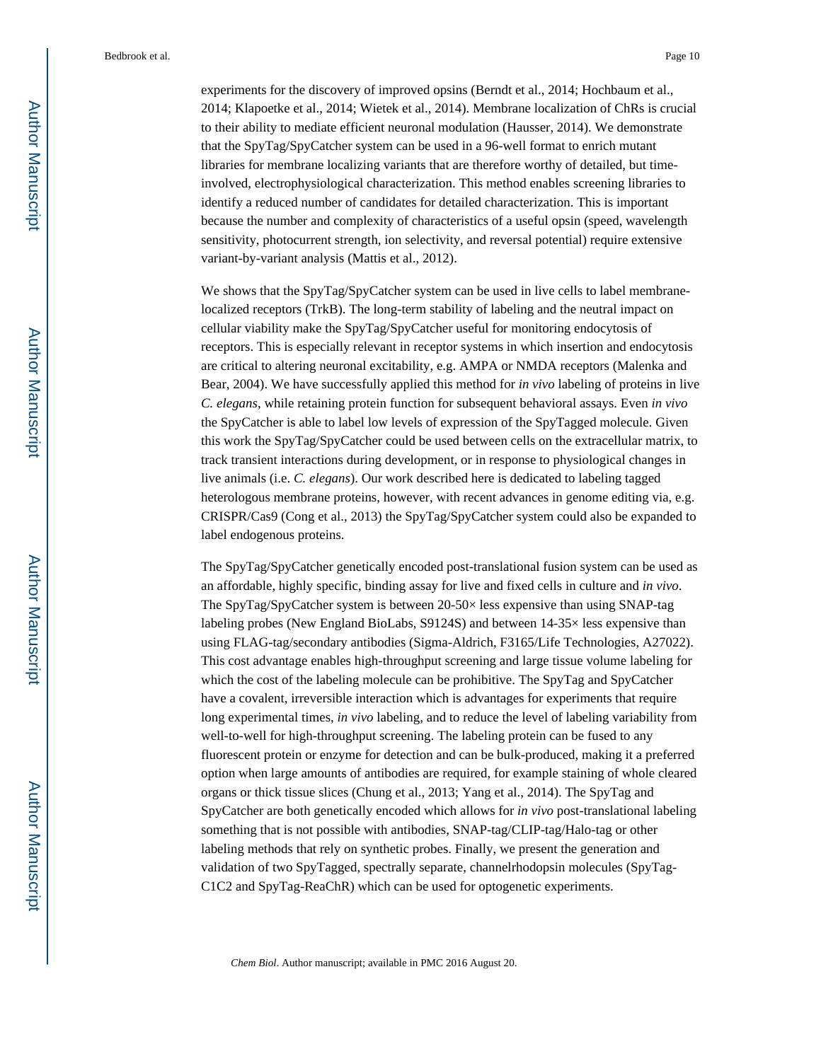experiments for the discovery of improved opsins (Berndt et al., 2014; Hochbaum et al., 2014; Klapoetke et al., 2014; Wietek et al., 2014). Membrane localization of ChRs is crucial to their ability to mediate efficient neuronal modulation (Hausser, 2014). We demonstrate that the SpyTag/SpyCatcher system can be used in a 96-well format to enrich mutant libraries for membrane localizing variants that are therefore worthy of detailed, but time-involved, electrophysiological characterization. This method enables screening libraries to identify a reduced number of candidates for detailed characterization. This is important because the number and complexity of characteristics of a useful opsin (speed, wavelength sensitivity, photocurrent strength, ion selectivity, and reversal potential) require extensive variant-by-variant analysis (Mattis et al., 2012).

We shows that the SpyTag/SpyCatcher system can be used in live cells to label membrane-localized receptors (TrkB). The long-term stability of labeling and the neutral impact on cellular viability make the SpyTag/SpyCatcher useful for monitoring endocytosis of receptors. This is especially relevant in receptor systems in which insertion and endocytosis are critical to altering neuronal excitability, e.g. AMPA or NMDA receptors (Malenka and Bear, 2004). We have successfully applied this method for *in vivo* labeling of proteins in live *C. elegans*, while retaining protein function for subsequent behavioral assays. Even *in vivo* the SpyCatcher is able to label low levels of expression of the SpyTagged molecule. Given this work the SpyTag/SpyCatcher could be used between cells on the extracellular matrix, to track transient interactions during development, or in response to physiological changes in live animals (i.e. *C. elegans*). Our work described here is dedicated to labeling tagged heterologous membrane proteins, however, with recent advances in genome editing via, e.g. CRISPR/Cas9 (Cong et al., 2013) the SpyTag/SpyCatcher system could also be expanded to label endogenous proteins.

The SpyTag/SpyCatcher genetically encoded post-translational fusion system can be used as an affordable, highly specific, binding assay for live and fixed cells in culture and *in vivo*. The SpyTag/SpyCatcher system is between 20-50× less expensive than using SNAP-tag labeling probes (New England BioLabs, S9124S) and between 14-35× less expensive than using FLAG-tag/secondary antibodies (Sigma-Aldrich, F3165/Life Technologies, A27022). This cost advantage enables high-throughput screening and large tissue volume labeling for which the cost of the labeling molecule can be prohibitive. The SpyTag and SpyCatcher have a covalent, irreversible interaction which is advantages for experiments that require long experimental times, *in vivo* labeling, and to reduce the level of labeling variability from well-to-well for high-throughput screening. The labeling protein can be fused to any fluorescent protein or enzyme for detection and can be bulk-produced, making it a preferred option when large amounts of antibodies are required, for example staining of whole cleared organs or thick tissue slices (Chung et al., 2013; Yang et al., 2014). The SpyTag and SpyCatcher are both genetically encoded which allows for *in vivo* post-translational labeling something that is not possible with antibodies, SNAP-tag/CLIP-tag/Halo-tag or other labeling methods that rely on synthetic probes. Finally, we present the generation and validation of two SpyTagged, spectrally separate, channelrhodopsin molecules (SpyTag-C1C2 and SpyTag-ReaChR) which can be used for optogenetic experiments.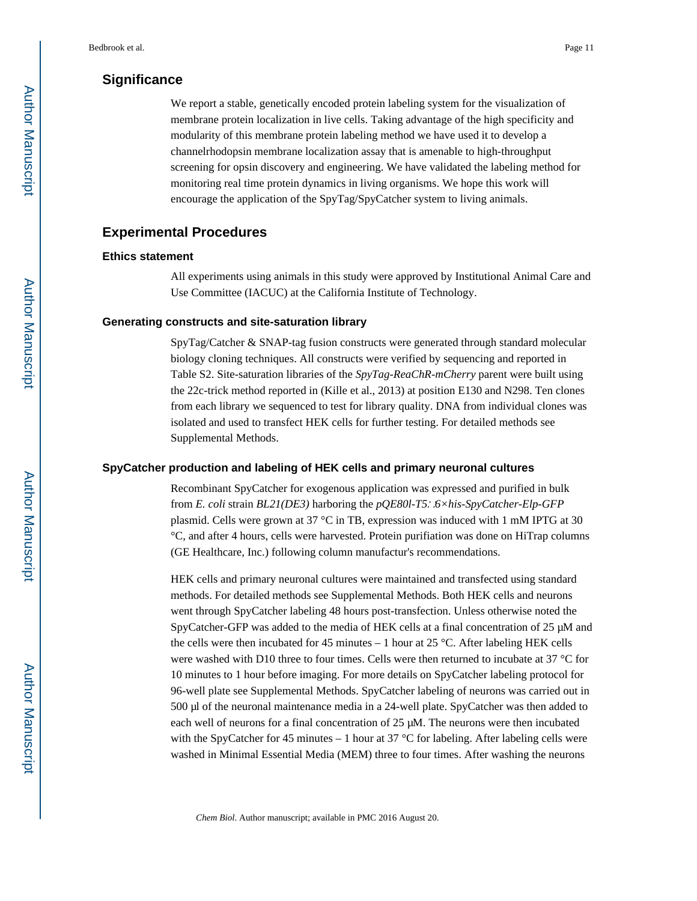## Significance

We report a stable, genetically encoded protein labeling system for the visualization of membrane protein localization in live cells. Taking advantage of the high specificity and modularity of this membrane protein labeling method we have used it to develop a channelrhodopsin membrane localization assay that is amenable to high-throughput screening for opsin discovery and engineering. We have validated the labeling method for monitoring real time protein dynamics in living organisms. We hope this work will encourage the application of the SpyTag/SpyCatcher system to living animals.

## Experimental Procedures

### Ethics statement

All experiments using animals in this study were approved by Institutional Animal Care and Use Committee (IACUC) at the California Institute of Technology.

### Generating constructs and site-saturation library

SpyTag/Catcher & SNAP-tag fusion constructs were generated through standard molecular biology cloning techniques. All constructs were verified by sequencing and reported in Table S2. Site-saturation libraries of the *SpyTag-ReaChR-mCherry* parent were built using the 22c-trick method reported in (Kille et al., 2013) at position E130 and N298. Ten clones from each library we sequenced to test for library quality. DNA from individual clones was isolated and used to transfect HEK cells for further testing. For detailed methods see Supplemental Methods.

### SpyCatcher production and labeling of HEK cells and primary neuronal cultures

Recombinant SpyCatcher for exogenous application was expressed and purified in bulk from *E. coli* strain *BL21(DE3)* harboring the *pQE80l-T5::6×his-SpyCatcher-Elp-GFP* plasmid. Cells were grown at 37 °C in TB, expression was induced with 1 mM IPTG at 30 °C, and after 4 hours, cells were harvested. Protein purifiation was done on HiTrap columns (GE Healthcare, Inc.) following column manufactur's recommendations.

HEK cells and primary neuronal cultures were maintained and transfected using standard methods. For detailed methods see Supplemental Methods. Both HEK cells and neurons went through SpyCatcher labeling 48 hours post-transfection. Unless otherwise noted the SpyCatcher-GFP was added to the media of HEK cells at a final concentration of 25 μM and the cells were then incubated for 45 minutes – 1 hour at 25 °C. After labeling HEK cells were washed with D10 three to four times. Cells were then returned to incubate at 37 °C for 10 minutes to 1 hour before imaging. For more details on SpyCatcher labeling protocol for 96-well plate see Supplemental Methods. SpyCatcher labeling of neurons was carried out in 500 μl of the neuronal maintenance media in a 24-well plate. SpyCatcher was then added to each well of neurons for a final concentration of 25 μM. The neurons were then incubated with the SpyCatcher for 45 minutes – 1 hour at 37 °C for labeling. After labeling cells were washed in Minimal Essential Media (MEM) three to four times. After washing the neurons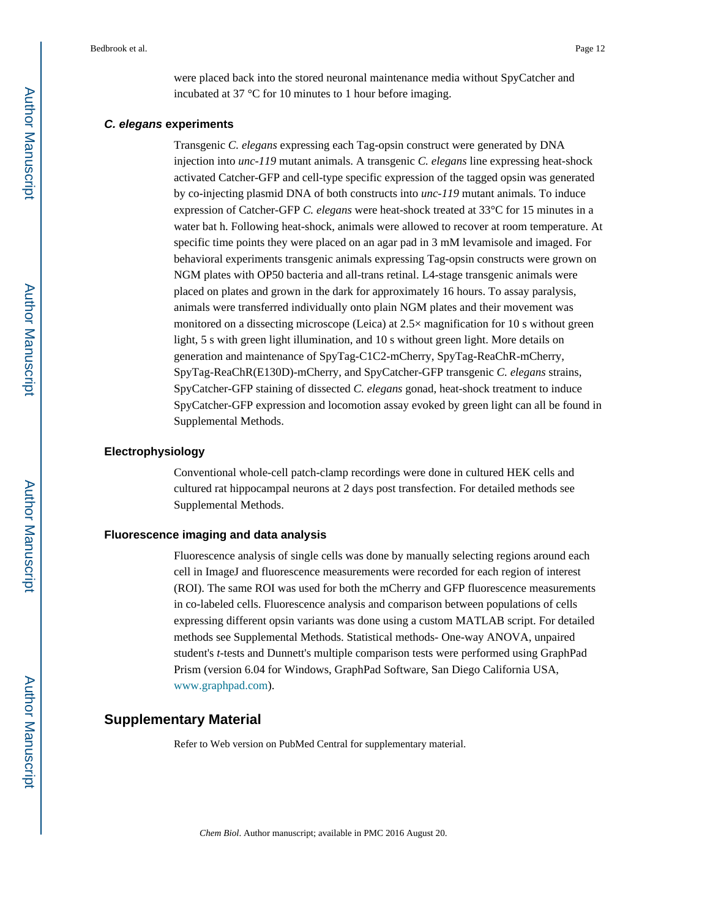were placed back into the stored neuronal maintenance media without SpyCatcher and incubated at 37 °C for 10 minutes to 1 hour before imaging.

### *C. elegans* experiments

Transgenic *C. elegans* expressing each Tag-opsin construct were generated by DNA injection into *unc-119* mutant animals. A transgenic *C. elegans* line expressing heat-shock activated Catcher-GFP and cell-type specific expression of the tagged opsin was generated by co-injecting plasmid DNA of both constructs into *unc-119* mutant animals. To induce expression of Catcher-GFP *C. elegans* were heat-shock treated at 33°C for 15 minutes in a water bat h. Following heat-shock, animals were allowed to recover at room temperature. At specific time points they were placed on an agar pad in 3 mM levamisole and imaged. For behavioral experiments transgenic animals expressing Tag-opsin constructs were grown on NGM plates with OP50 bacteria and all-trans retinal. L4-stage transgenic animals were placed on plates and grown in the dark for approximately 16 hours. To assay paralysis, animals were transferred individually onto plain NGM plates and their movement was monitored on a dissecting microscope (Leica) at 2.5× magnification for 10 s without green light, 5 s with green light illumination, and 10 s without green light. More details on generation and maintenance of SpyTag-C1C2-mCherry, SpyTag-ReaChR-mCherry, SpyTag-ReaChR(E130D)-mCherry, and SpyCatcher-GFP transgenic *C. elegans* strains, SpyCatcher-GFP staining of dissected *C. elegans* gonad, heat-shock treatment to induce SpyCatcher-GFP expression and locomotion assay evoked by green light can all be found in Supplemental Methods.

### Electrophysiology

Conventional whole-cell patch-clamp recordings were done in cultured HEK cells and cultured rat hippocampal neurons at 2 days post transfection. For detailed methods see Supplemental Methods.

### Fluorescence imaging and data analysis

Fluorescence analysis of single cells was done by manually selecting regions around each cell in ImageJ and fluorescence measurements were recorded for each region of interest (ROI). The same ROI was used for both the mCherry and GFP fluorescence measurements in co-labeled cells. Fluorescence analysis and comparison between populations of cells expressing different opsin variants was done using a custom MATLAB script. For detailed methods see Supplemental Methods. Statistical methods- One-way ANOVA, unpaired student's *t*-tests and Dunnett's multiple comparison tests were performed using GraphPad Prism (version 6.04 for Windows, GraphPad Software, San Diego California USA, www.graphpad.com).

## Supplementary Material

Refer to Web version on PubMed Central for supplementary material.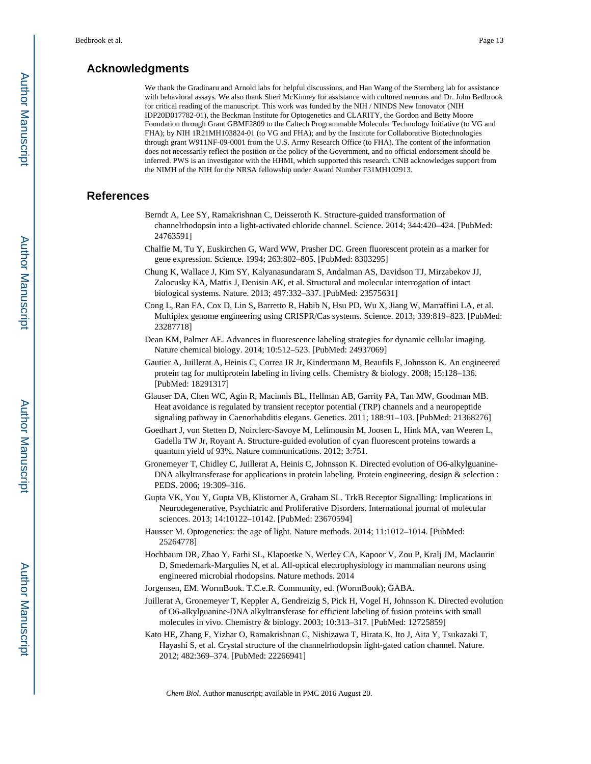## Acknowledgments

We thank the Gradinaru and Arnold labs for helpful discussions, and Han Wang of the Sternberg lab for assistance with behavioral assays. We also thank Sheri McKinney for assistance with cultured neurons and Dr. John Bedbrook for critical reading of the manuscript. This work was funded by the NIH / NINDS New Innovator (NIH IDP20D017782-01), the Beckman Institute for Optogenetics and CLARITY, the Gordon and Betty Moore Foundation through Grant GBMF2809 to the Caltech Programmable Molecular Technology Initiative (to VG and FHA); by NIH 1R21MH103824-01 (to VG and FHA); and by the Institute for Collaborative Biotechnologies through grant W911NF-09-0001 from the U.S. Army Research Office (to FHA). The content of the information does not necessarily reflect the position or the policy of the Government, and no official endorsement should be inferred. PWS is an investigator with the HHMI, which supported this research. CNB acknowledges support from the NIMH of the NIH for the NRSA fellowship under Award Number F31MH102913.

## References

Berndt A, Lee SY, Ramakrishnan C, Deisseroth K. Structure-guided transformation of channelrhodopsin into a light-activated chloride channel. Science. 2014; 344:420–424. [PubMed: 24763591]

Chalfie M, Tu Y, Euskirchen G, Ward WW, Prasher DC. Green fluorescent protein as a marker for gene expression. Science. 1994; 263:802–805. [PubMed: 8303295]

Chung K, Wallace J, Kim SY, Kalyanasundaram S, Andalman AS, Davidson TJ, Mirzabekov JJ, Zalocusky KA, Mattis J, Denisin AK, et al. Structural and molecular interrogation of intact biological systems. Nature. 2013; 497:332–337. [PubMed: 23575631]

Cong L, Ran FA, Cox D, Lin S, Barretto R, Habib N, Hsu PD, Wu X, Jiang W, Marraffini LA, et al. Multiplex genome engineering using CRISPR/Cas systems. Science. 2013; 339:819–823. [PubMed: 23287718]

Dean KM, Palmer AE. Advances in fluorescence labeling strategies for dynamic cellular imaging. Nature chemical biology. 2014; 10:512–523. [PubMed: 24937069]

Gautier A, Juillerat A, Heinis C, Correa IR Jr, Kindermann M, Beaufils F, Johnsson K. An engineered protein tag for multiprotein labeling in living cells. Chemistry & biology. 2008; 15:128–136. [PubMed: 18291317]

Glauser DA, Chen WC, Agin R, Macinnis BL, Hellman AB, Garrity PA, Tan MW, Goodman MB. Heat avoidance is regulated by transient receptor potential (TRP) channels and a neuropeptide signaling pathway in Caenorhabditis elegans. Genetics. 2011; 188:91–103. [PubMed: 21368276]

Goedhart J, von Stetten D, Noirclerc-Savoye M, Lelimousin M, Joosen L, Hink MA, van Weeren L, Gadella TW Jr, Royant A. Structure-guided evolution of cyan fluorescent proteins towards a quantum yield of 93%. Nature communications. 2012; 3:751.

Gronemeyer T, Chidley C, Juillerat A, Heinis C, Johnsson K. Directed evolution of O6-alkylguanine-DNA alkyltransferase for applications in protein labeling. Protein engineering, design & selection : PEDS. 2006; 19:309–316.

Gupta VK, You Y, Gupta VB, Klistorner A, Graham SL. TrkB Receptor Signalling: Implications in Neurodegenerative, Psychiatric and Proliferative Disorders. International journal of molecular sciences. 2013; 14:10122–10142. [PubMed: 23670594]

Hausser M. Optogenetics: the age of light. Nature methods. 2014; 11:1012–1014. [PubMed: 25264778]

Hochbaum DR, Zhao Y, Farhi SL, Klapoetke N, Werley CA, Kapoor V, Zou P, Kralj JM, Maclaurin D, Smedemark-Margulies N, et al. All-optical electrophysiology in mammalian neurons using engineered microbial rhodopsins. Nature methods. 2014

Jorgensen, EM. WormBook. T.C.e.R. Community, ed. (WormBook); GABA.

Juillerat A, Gronemeyer T, Keppler A, Gendreizig S, Pick H, Vogel H, Johnsson K. Directed evolution of O6-alkylguanine-DNA alkyltransferase for efficient labeling of fusion proteins with small molecules in vivo. Chemistry & biology. 2003; 10:313–317. [PubMed: 12725859]

Kato HE, Zhang F, Yizhar O, Ramakrishnan C, Nishizawa T, Hirata K, Ito J, Aita Y, Tsukazaki T, Hayashi S, et al. Crystal structure of the channelrhodopsin light-gated cation channel. Nature. 2012; 482:369–374. [PubMed: 22266941]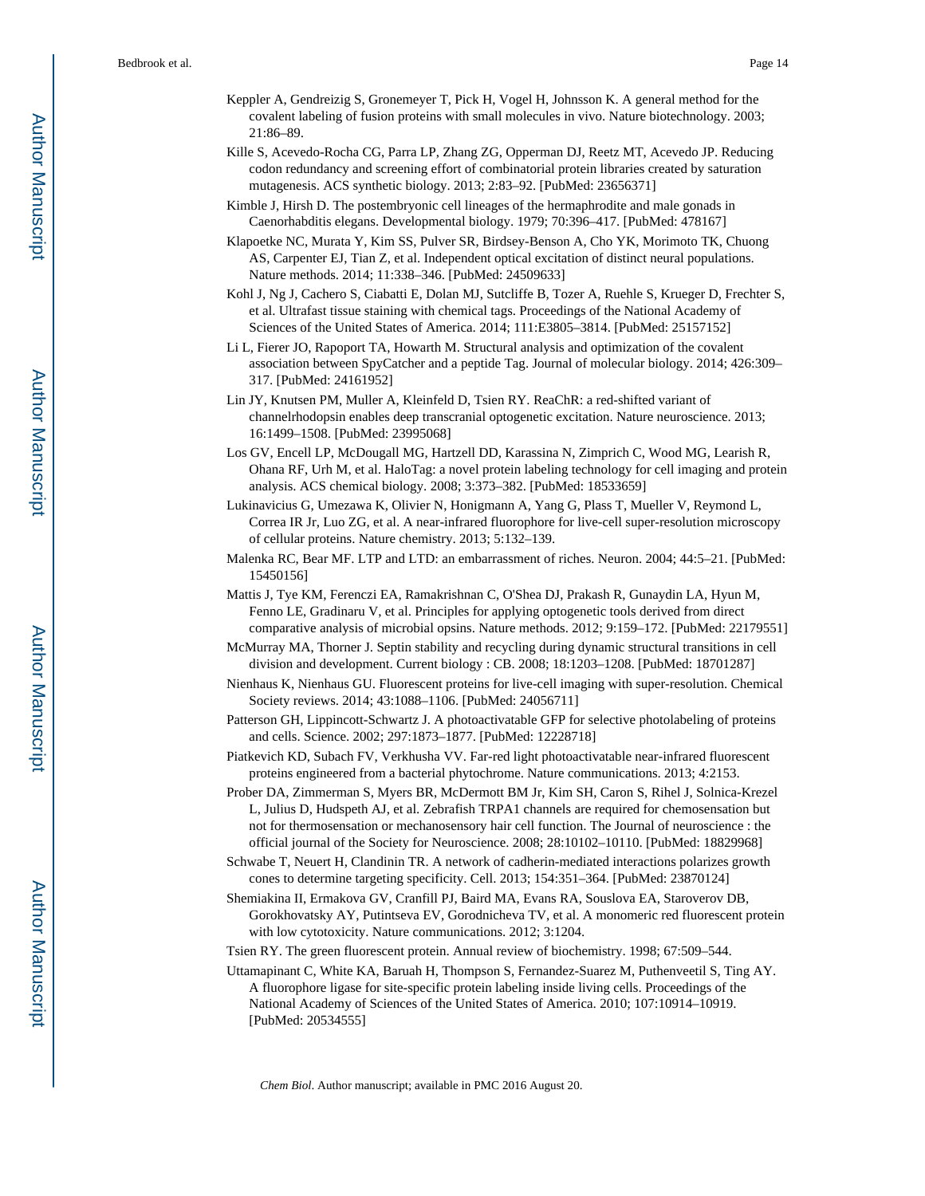Keppler A, Gendreizig S, Gronemeyer T, Pick H, Vogel H, Johnsson K. A general method for the covalent labeling of fusion proteins with small molecules in vivo. Nature biotechnology. 2003; 21:86–89.

Kille S, Acevedo-Rocha CG, Parra LP, Zhang ZG, Opperman DJ, Reetz MT, Acevedo JP. Reducing codon redundancy and screening effort of combinatorial protein libraries created by saturation mutagenesis. ACS synthetic biology. 2013; 2:83–92. [PubMed: 23656371]

Kimble J, Hirsh D. The postembryonic cell lineages of the hermaphrodite and male gonads in Caenorhabditis elegans. Developmental biology. 1979; 70:396–417. [PubMed: 478167]

Klapoetke NC, Murata Y, Kim SS, Pulver SR, Birdsey-Benson A, Cho YK, Morimoto TK, Chuong AS, Carpenter EJ, Tian Z, et al. Independent optical excitation of distinct neural populations. Nature methods. 2014; 11:338–346. [PubMed: 24509633]

Kohl J, Ng J, Cachero S, Ciabatti E, Dolan MJ, Sutcliffe B, Tozer A, Ruehle S, Krueger D, Frechter S, et al. Ultrafast tissue staining with chemical tags. Proceedings of the National Academy of Sciences of the United States of America. 2014; 111:E3805–3814. [PubMed: 25157152]

Li L, Fierer JO, Rapoport TA, Howarth M. Structural analysis and optimization of the covalent association between SpyCatcher and a peptide Tag. Journal of molecular biology. 2014; 426:309–317. [PubMed: 24161952]

Lin JY, Knutsen PM, Muller A, Kleinfeld D, Tsien RY. ReaChR: a red-shifted variant of channelrhodopsin enables deep transcranial optogenetic excitation. Nature neuroscience. 2013; 16:1499–1508. [PubMed: 23995068]

Los GV, Encell LP, McDougall MG, Hartzell DD, Karassina N, Zimprich C, Wood MG, Learish R, Ohana RF, Urh M, et al. HaloTag: a novel protein labeling technology for cell imaging and protein analysis. ACS chemical biology. 2008; 3:373–382. [PubMed: 18533659]

Lukinavicius G, Umezawa K, Olivier N, Honigmann A, Yang G, Plass T, Mueller V, Reymond L, Correa IR Jr, Luo ZG, et al. A near-infrared fluorophore for live-cell super-resolution microscopy of cellular proteins. Nature chemistry. 2013; 5:132–139.

Malenka RC, Bear MF. LTP and LTD: an embarrassment of riches. Neuron. 2004; 44:5–21. [PubMed: 15450156]

Mattis J, Tye KM, Ferenczi EA, Ramakrishnan C, O'Shea DJ, Prakash R, Gunaydin LA, Hyun M, Fenno LE, Gradinaru V, et al. Principles for applying optogenetic tools derived from direct comparative analysis of microbial opsins. Nature methods. 2012; 9:159–172. [PubMed: 22179551]

McMurray MA, Thorner J. Septin stability and recycling during dynamic structural transitions in cell division and development. Current biology : CB. 2008; 18:1203–1208. [PubMed: 18701287]

Nienhaus K, Nienhaus GU. Fluorescent proteins for live-cell imaging with super-resolution. Chemical Society reviews. 2014; 43:1088–1106. [PubMed: 24056711]

Patterson GH, Lippincott-Schwartz J. A photoactivatable GFP for selective photolabeling of proteins and cells. Science. 2002; 297:1873–1877. [PubMed: 12228718]

Piatkevich KD, Subach FV, Verkhusha VV. Far-red light photoactivatable near-infrared fluorescent proteins engineered from a bacterial phytochrome. Nature communications. 2013; 4:2153.

Prober DA, Zimmerman S, Myers BR, McDermott BM Jr, Kim SH, Caron S, Rihel J, Solnica-Krezel L, Julius D, Hudspeth AJ, et al. Zebrafish TRPA1 channels are required for chemosensation but not for thermosensation or mechanosensory hair cell function. The Journal of neuroscience : the official journal of the Society for Neuroscience. 2008; 28:10102–10110. [PubMed: 18829968]

Schwabe T, Neuert H, Clandinin TR. A network of cadherin-mediated interactions polarizes growth cones to determine targeting specificity. Cell. 2013; 154:351–364. [PubMed: 23870124]

Shemiakina II, Ermakova GV, Cranfill PJ, Baird MA, Evans RA, Souslova EA, Staroverov DB, Gorokhovatsky AY, Putintseva EV, Gorodnicheva TV, et al. A monomeric red fluorescent protein with low cytotoxicity. Nature communications. 2012; 3:1204.

Tsien RY. The green fluorescent protein. Annual review of biochemistry. 1998; 67:509–544.

Uttamapinant C, White KA, Baruah H, Thompson S, Fernandez-Suarez M, Puthenveetil S, Ting AY. A fluorophore ligase for site-specific protein labeling inside living cells. Proceedings of the National Academy of Sciences of the United States of America. 2010; 107:10914–10919. [PubMed: 20534555]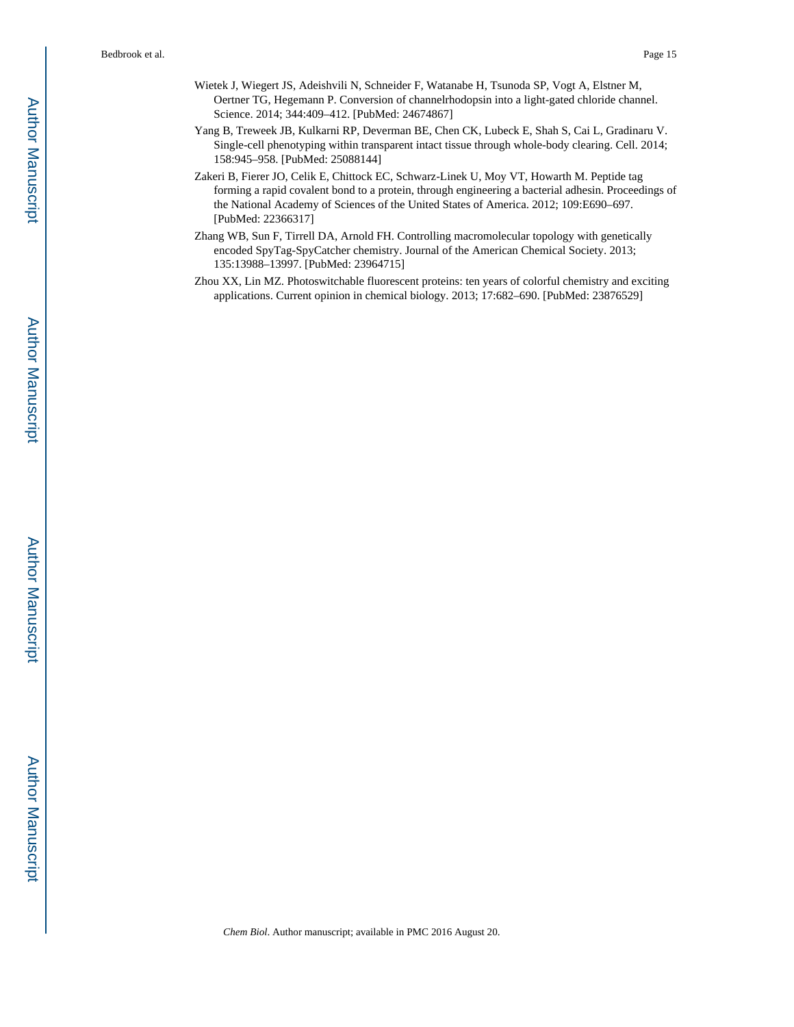Wietek J, Wiegert JS, Adeishvili N, Schneider F, Watanabe H, Tsunoda SP, Vogt A, Elstner M, Oertner TG, Hegemann P. Conversion of channelrhodopsin into a light-gated chloride channel. Science. 2014; 344:409–412. [PubMed: 24674867]

Yang B, Treweek JB, Kulkarni RP, Deverman BE, Chen CK, Lubeck E, Shah S, Cai L, Gradinaru V. Single-cell phenotyping within transparent intact tissue through whole-body clearing. Cell. 2014; 158:945–958. [PubMed: 25088144]

Zakeri B, Fierer JO, Celik E, Chittock EC, Schwarz-Linek U, Moy VT, Howarth M. Peptide tag forming a rapid covalent bond to a protein, through engineering a bacterial adhesin. Proceedings of the National Academy of Sciences of the United States of America. 2012; 109:E690–697. [PubMed: 22366317]

Zhang WB, Sun F, Tirrell DA, Arnold FH. Controlling macromolecular topology with genetically encoded SpyTag-SpyCatcher chemistry. Journal of the American Chemical Society. 2013; 135:13988–13997. [PubMed: 23964715]

Zhou XX, Lin MZ. Photoswitchable fluorescent proteins: ten years of colorful chemistry and exciting applications. Current opinion in chemical biology. 2013; 17:682–690. [PubMed: 23876529]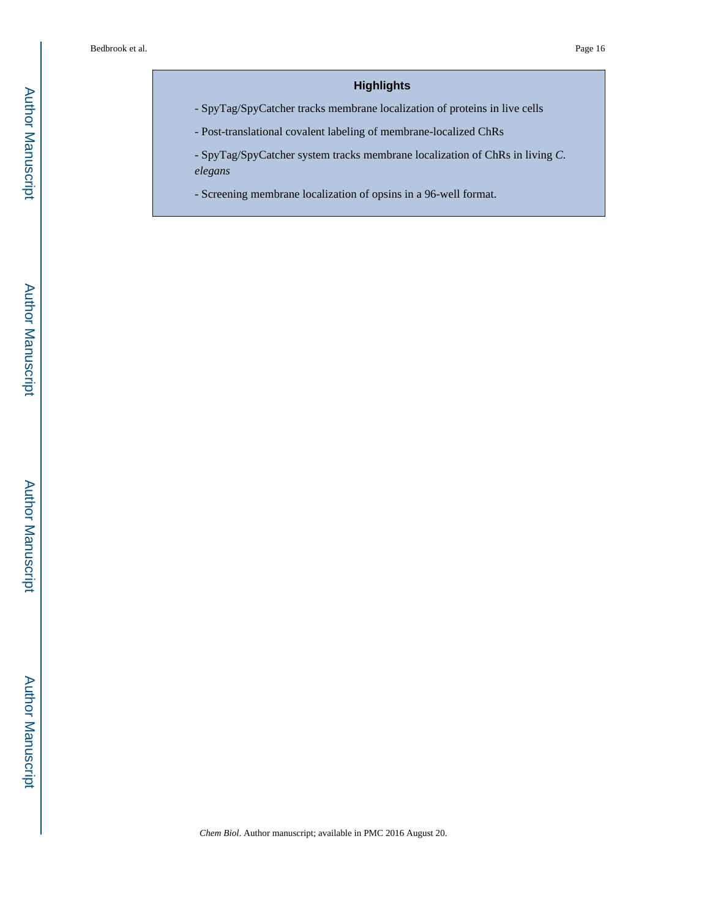## Highlights

- SpyTag/SpyCatcher tracks membrane localization of proteins in live cells
- Post-translational covalent labeling of membrane-localized ChRs
- SpyTag/SpyCatcher system tracks membrane localization of ChRs in living *C. elegans*
- Screening membrane localization of opsins in a 96-well format.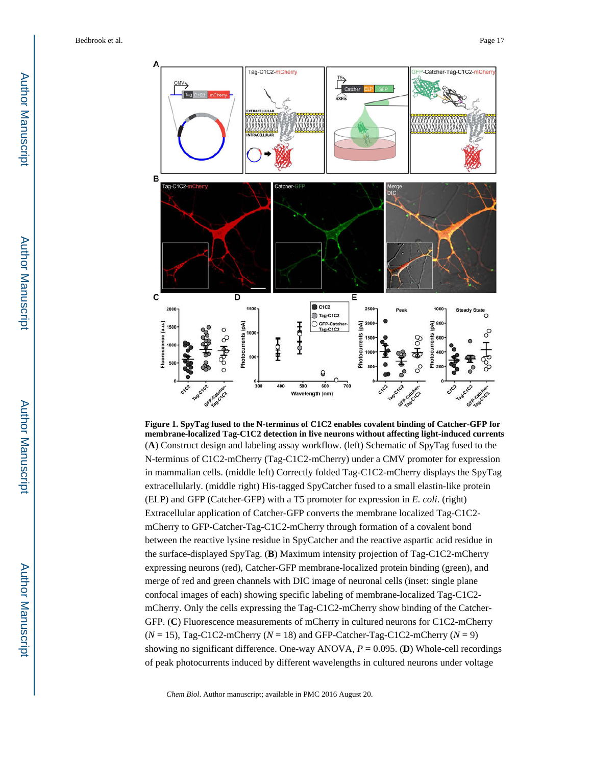**Figure 1. SpyTag fused to the N-terminus of C1C2 enables covalent binding of Catcher-GFP for membrane-localized Tag-C1C2 detection in live neurons without affecting light-induced currents**

(**A**) Construct design and labeling assay workflow. (left) Schematic of SpyTag fused to the N-terminus of C1C2-mCherry (Tag-C1C2-mCherry) under a CMV promoter for expression in mammalian cells. (middle left) Correctly folded Tag-C1C2-mCherry displays the SpyTag extracellularly. (middle right) His-tagged SpyCatcher fused to a small elastin-like protein (ELP) and GFP (Catcher-GFP) with a T5 promoter for expression in *E. coli*. (right) Extracellular application of Catcher-GFP converts the membrane localized Tag-C1C2-mCherry to GFP-Catcher-Tag-C1C2-mCherry through formation of a covalent bond between the reactive lysine residue in SpyCatcher and the reactive aspartic acid residue in the surface-displayed SpyTag. (**B**) Maximum intensity projection of Tag-C1C2-mCherry expressing neurons (red), Catcher-GFP membrane-localized protein binding (green), and merge of red and green channels with DIC image of neuronal cells (inset: single plane confocal images of each) showing specific labeling of membrane-localized Tag-C1C2-mCherry. Only the cells expressing the Tag-C1C2-mCherry show binding of the Catcher-GFP. (**C**) Fluorescence measurements of mCherry in cultured neurons for C1C2-mCherry ($N = 15$), Tag-C1C2-mCherry ($N = 18$) and GFP-Catcher-Tag-C1C2-mCherry ($N = 9$) showing no significant difference. One-way ANOVA, $P = 0.095$. (**D**) Whole-cell recordings of peak photocurrents induced by different wavelengths in cultured neurons under voltage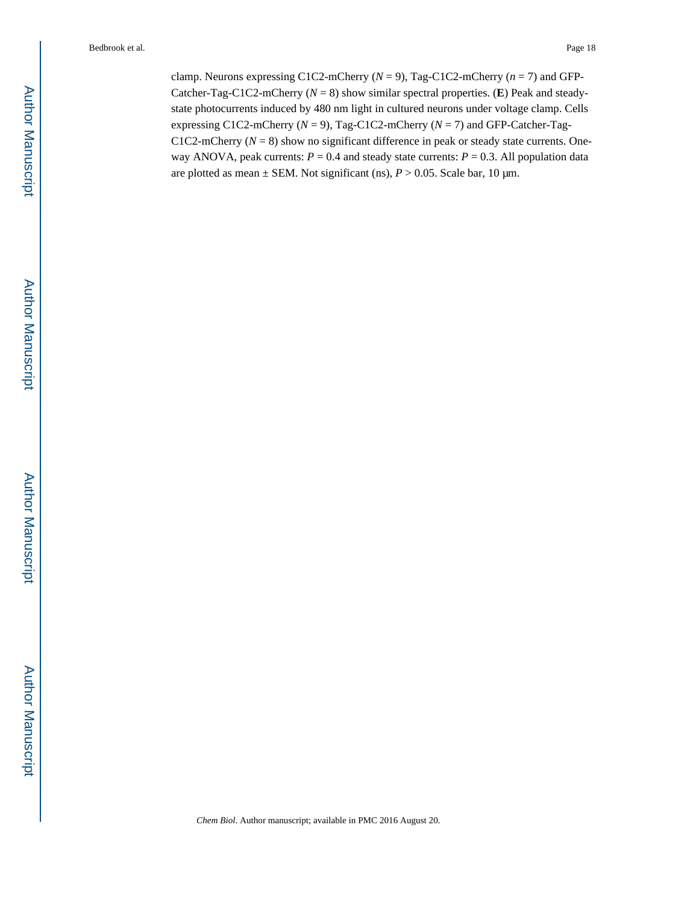clamp. Neurons expressing C1C2-mCherry (*N* = 9), Tag-C1C2-mCherry (*n* = 7) and GFP-Catcher-Tag-C1C2-mCherry (*N* = 8) show similar spectral properties. (**E**) Peak and steady-state photocurrents induced by 480 nm light in cultured neurons under voltage clamp. Cells expressing C1C2-mCherry (*N* = 9), Tag-C1C2-mCherry (*N* = 7) and GFP-Catcher-Tag-C1C2-mCherry (*N* = 8) show no significant difference in peak or steady state currents. One-way ANOVA, peak currents: $P = 0.4$ and steady state currents: $P = 0.3$. All population data are plotted as mean ± SEM. Not significant (ns), $P > 0.05$. Scale bar, 10 μm.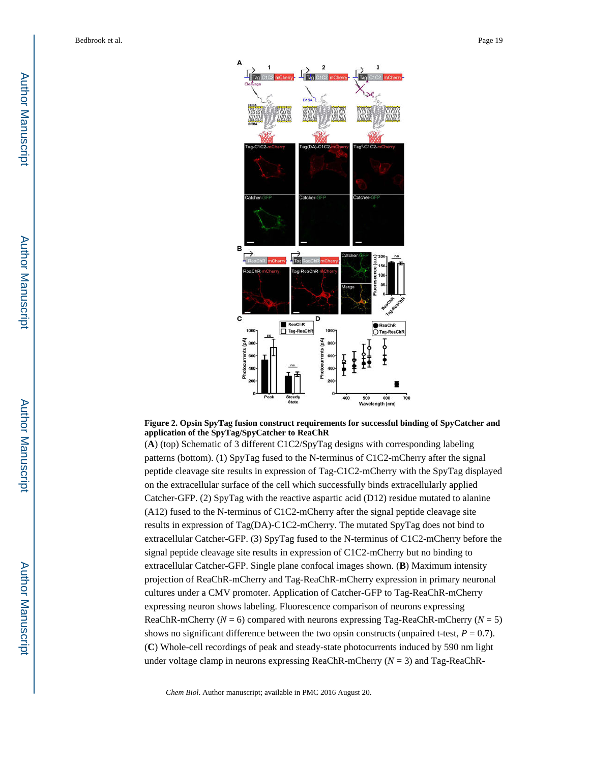**Figure 2. Opsin SpyTag fusion construct requirements for successful binding of SpyCatcher and application of the SpyTag/SpyCatcher to ReaChR**

(**A**) (top) Schematic of 3 different C1C2/SpyTag designs with corresponding labeling patterns (bottom). (1) SpyTag fused to the N-terminus of C1C2-mCherry after the signal peptide cleavage site results in expression of Tag-C1C2-mCherry with the SpyTag displayed on the extracellular surface of the cell which successfully binds extracellularly applied Catcher-GFP. (2) SpyTag with the reactive aspartic acid (D12) residue mutated to alanine (A12) fused to the N-terminus of C1C2-mCherry after the signal peptide cleavage site results in expression of Tag(DA)-C1C2-mCherry. The mutated SpyTag does not bind to extracellular Catcher-GFP. (3) SpyTag fused to the N-terminus of C1C2-mCherry before the signal peptide cleavage site results in expression of C1C2-mCherry but no binding to extracellular Catcher-GFP. Single plane confocal images shown. (**B**) Maximum intensity projection of ReaChR-mCherry and Tag-ReaChR-mCherry expression in primary neuronal cultures under a CMV promoter. Application of Catcher-GFP to Tag-ReaChR-mCherry expressing neuron shows labeling. Fluorescence comparison of neurons expressing ReaChR-mCherry ($N = 6$) compared with neurons expressing Tag-ReaChR-mCherry ($N = 5$) shows no significant difference between the two opsin constructs (unpaired t-test, $P = 0.7$). (**C**) Whole-cell recordings of peak and steady-state photocurrents induced by 590 nm light under voltage clamp in neurons expressing ReaChR-mCherry ($N = 3$) and Tag-ReaChR-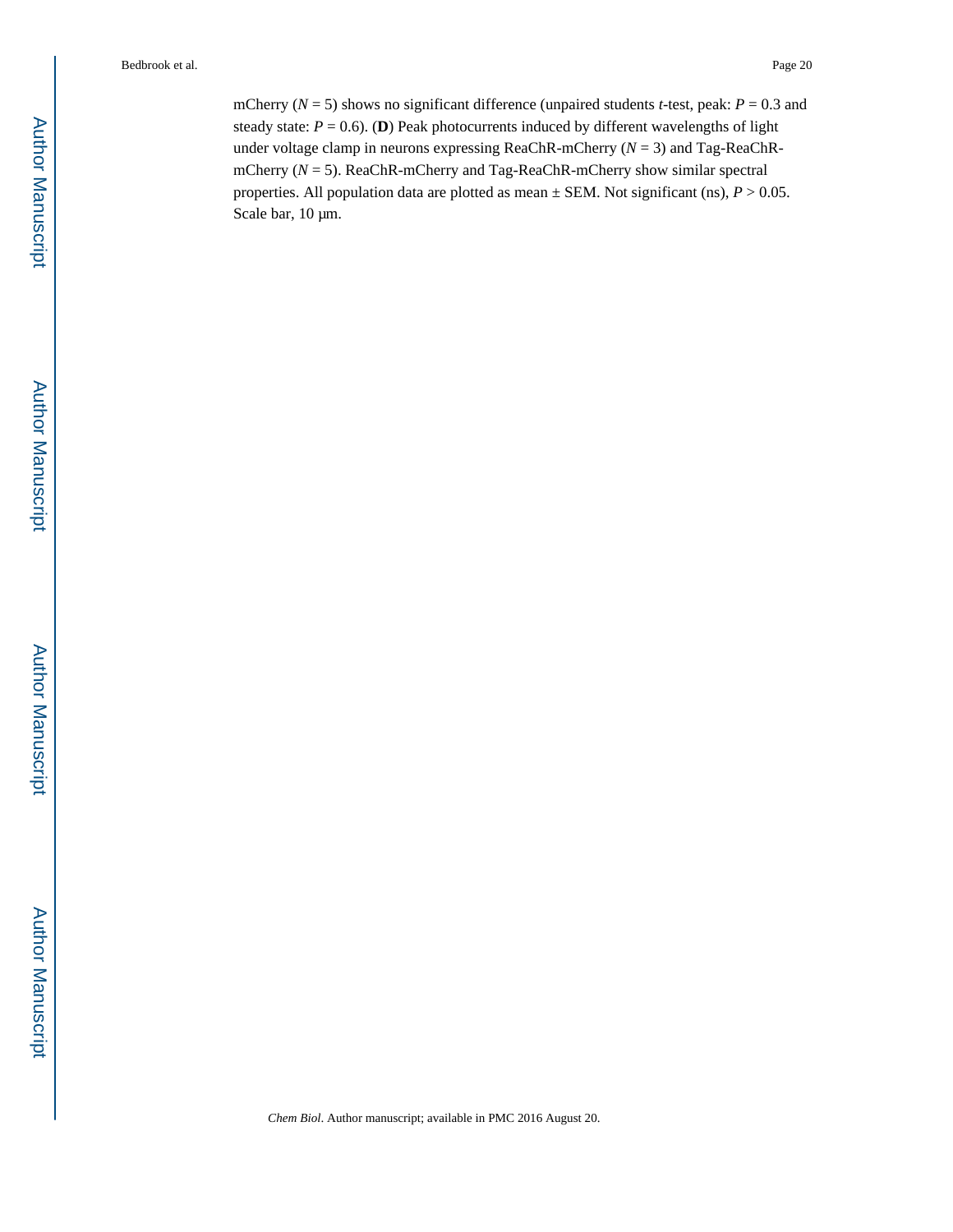mCherry ($N = 5$) shows no significant difference (unpaired students *t*-test, peak: $P = 0.3$ and steady state: $P = 0.6$). (**D**) Peak photocurrents induced by different wavelengths of light under voltage clamp in neurons expressing ReaChR-mCherry ($N = 3$) and Tag-ReaChR-mCherry ($N = 5$). ReaChR-mCherry and Tag-ReaChR-mCherry show similar spectral properties. All population data are plotted as mean ± SEM. Not significant (ns), $P > 0.05$. Scale bar, 10 μm.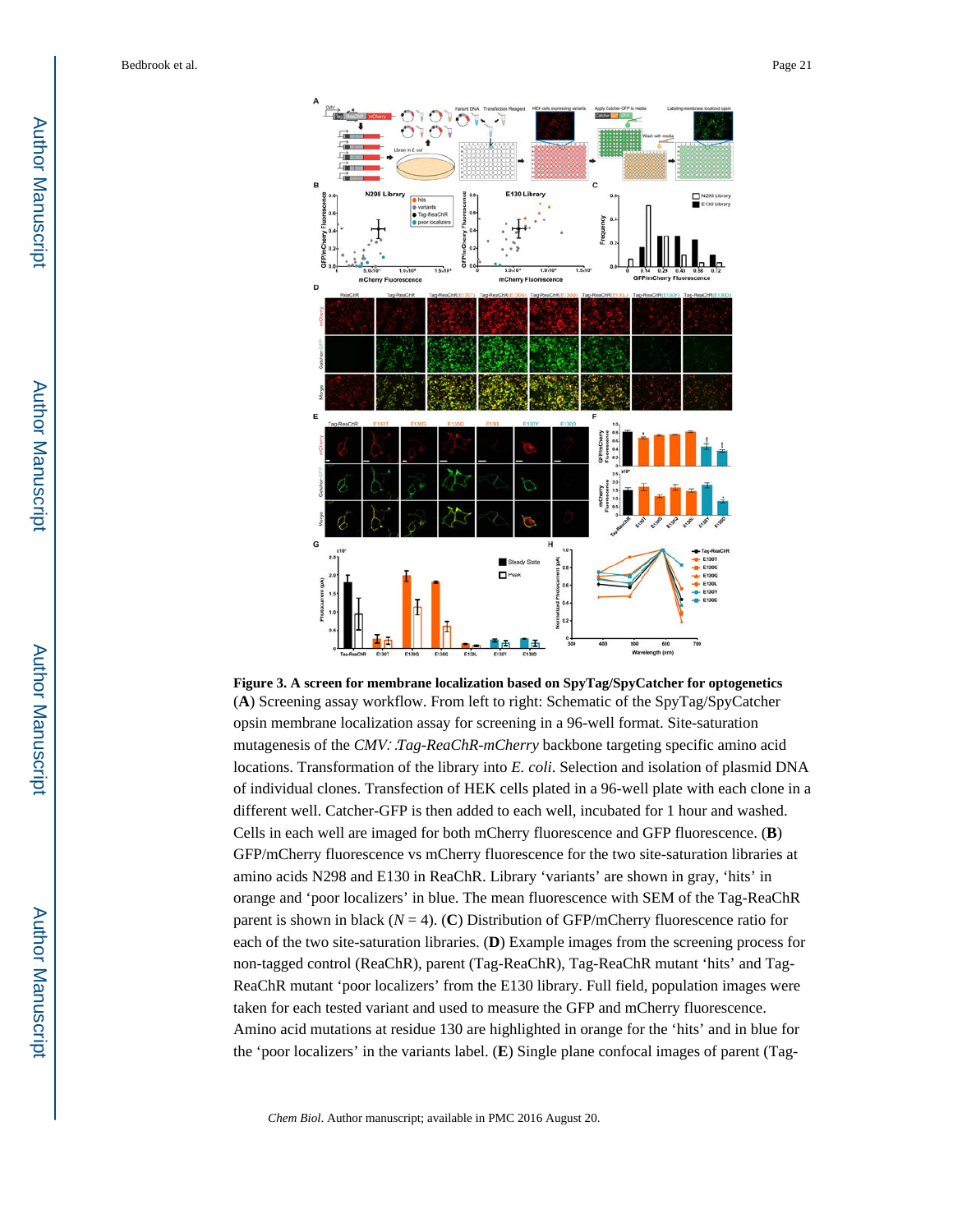**Figure 3. A screen for membrane localization based on SpyTag/SpyCatcher for optogenetics**

(**A**) Screening assay workflow. From left to right: Schematic of the SpyTag/SpyCatcher opsin membrane localization assay for screening in a 96-well format. Site-saturation mutagenesis of the *CMV::Tag-ReaChR-mCherry* backbone targeting specific amino acid locations. Transformation of the library into *E. coli*. Selection and isolation of plasmid DNA of individual clones. Transfection of HEK cells plated in a 96-well plate with each clone in a different well. Catcher-GFP is then added to each well, incubated for 1 hour and washed. Cells in each well are imaged for both mCherry fluorescence and GFP fluorescence. (**B**) GFP/mCherry fluorescence vs mCherry fluorescence for the two site-saturation libraries at amino acids N298 and E130 in ReaChR. Library 'variants' are shown in gray, 'hits' in orange and 'poor localizers' in blue. The mean fluorescence with SEM of the Tag-ReaChR parent is shown in black ($N = 4$). (**C**) Distribution of GFP/mCherry fluorescence ratio for each of the two site-saturation libraries. (**D**) Example images from the screening process for non-tagged control (ReaChR), parent (Tag-ReaChR), Tag-ReaChR mutant 'hits' and Tag-ReaChR mutant 'poor localizers' from the E130 library. Full field, population images were taken for each tested variant and used to measure the GFP and mCherry fluorescence. Amino acid mutations at residue 130 are highlighted in orange for the 'hits' and in blue for the 'poor localizers' in the variants label. (**E**) Single plane confocal images of parent (Tag-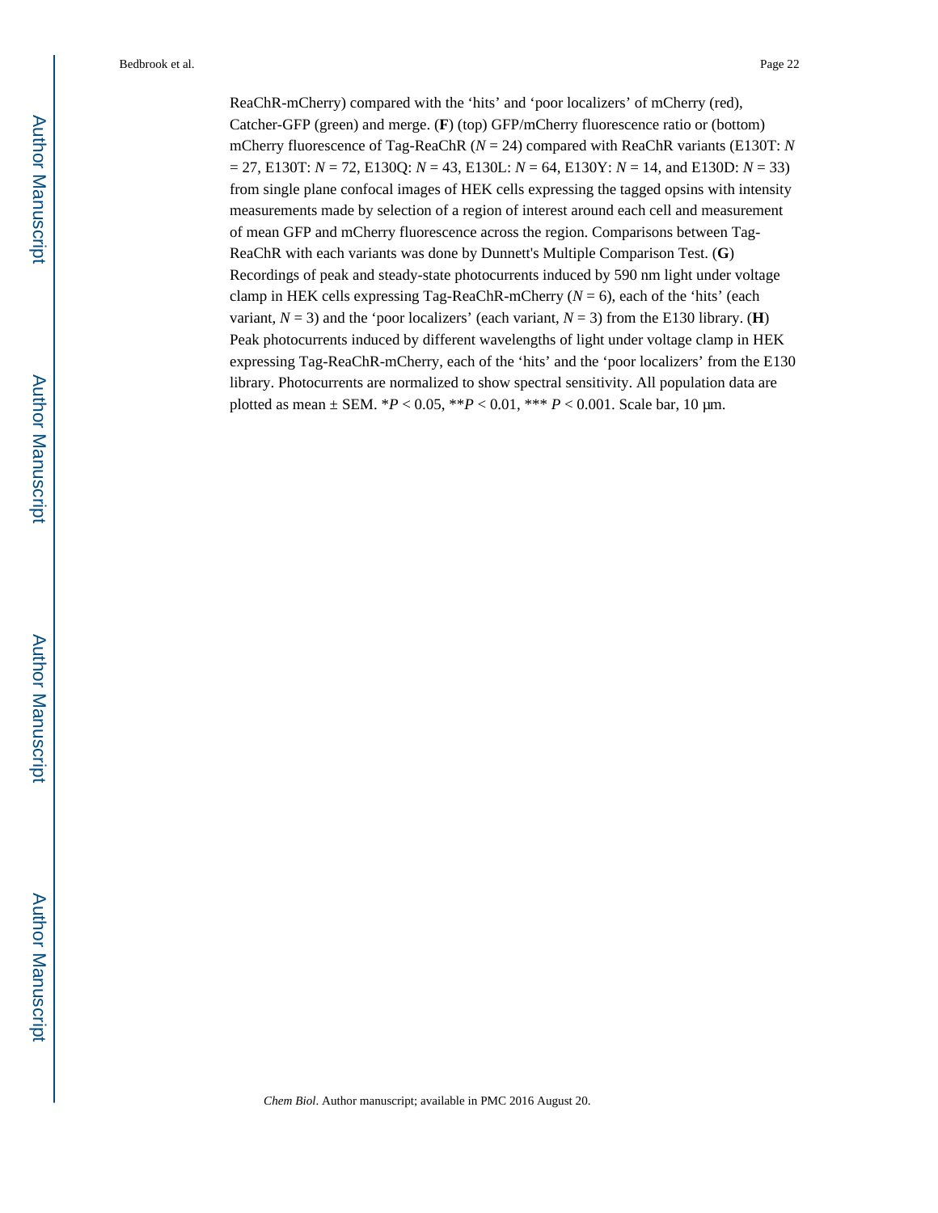ReaChR-mCherry) compared with the 'hits' and 'poor localizers' of mCherry (red), Catcher-GFP (green) and merge. (**F**) (top) GFP/mCherry fluorescence ratio or (bottom) mCherry fluorescence of Tag-ReaChR ($N = 24$) compared with ReaChR variants (E130T: $N = 27$, E130T: $N = 72$, E130Q: $N = 43$, E130L: $N = 64$, E130Y: $N = 14$, and E130D: $N = 33$) from single plane confocal images of HEK cells expressing the tagged opsins with intensity measurements made by selection of a region of interest around each cell and measurement of mean GFP and mCherry fluorescence across the region. Comparisons between Tag-ReaChR with each variants was done by Dunnett's Multiple Comparison Test. (**G**) Recordings of peak and steady-state photocurrents induced by 590 nm light under voltage clamp in HEK cells expressing Tag-ReaChR-mCherry ($N = 6$), each of the 'hits' (each variant, $N = 3$) and the 'poor localizers' (each variant, $N = 3$) from the E130 library. (**H**) Peak photocurrents induced by different wavelengths of light under voltage clamp in HEK expressing Tag-ReaChR-mCherry, each of the 'hits' and the 'poor localizers' from the E130 library. Photocurrents are normalized to show spectral sensitivity. All population data are plotted as mean ± SEM. *$P < 0.05$, **$P < 0.01$, *** $P < 0.001$. Scale bar, 10 μm.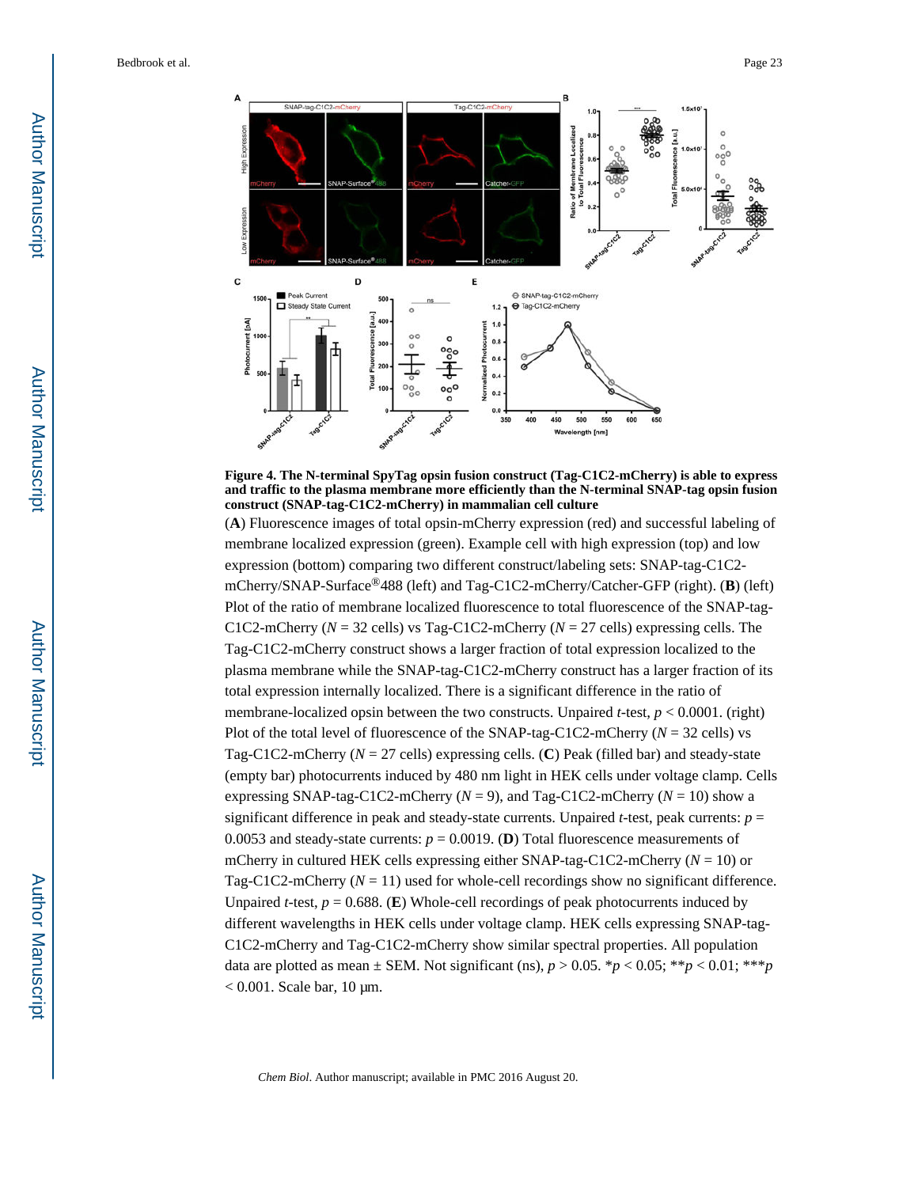**Figure 4. The N-terminal SpyTag opsin fusion construct (Tag-C1C2-mCherry) is able to express and traffic to the plasma membrane more efficiently than the N-terminal SNAP-tag opsin fusion construct (SNAP-tag-C1C2-mCherry) in mammalian cell culture**

(**A**) Fluorescence images of total opsin-mCherry expression (red) and successful labeling of membrane localized expression (green). Example cell with high expression (top) and low expression (bottom) comparing two different construct/labeling sets: SNAP-tag-C1C2-mCherry/SNAP-Surface®488 (left) and Tag-C1C2-mCherry/Catcher-GFP (right). (**B**) (left) Plot of the ratio of membrane localized fluorescence to total fluorescence of the SNAP-tag-C1C2-mCherry ($N = 32$ cells) vs Tag-C1C2-mCherry ($N = 27$ cells) expressing cells. The Tag-C1C2-mCherry construct shows a larger fraction of total expression localized to the plasma membrane while the SNAP-tag-C1C2-mCherry construct has a larger fraction of its total expression internally localized. There is a significant difference in the ratio of membrane-localized opsin between the two constructs. Unpaired *t*-test, $p < 0.0001$. (right) Plot of the total level of fluorescence of the SNAP-tag-C1C2-mCherry ($N = 32$ cells) vs Tag-C1C2-mCherry ($N = 27$ cells) expressing cells. (**C**) Peak (filled bar) and steady-state (empty bar) photocurrents induced by 480 nm light in HEK cells under voltage clamp. Cells expressing SNAP-tag-C1C2-mCherry ($N = 9$), and Tag-C1C2-mCherry ($N = 10$) show a significant difference in peak and steady-state currents. Unpaired *t*-test, peak currents: $p = 0.0053$ and steady-state currents: $p = 0.0019$. (**D**) Total fluorescence measurements of mCherry in cultured HEK cells expressing either SNAP-tag-C1C2-mCherry ($N = 10$) or Tag-C1C2-mCherry ($N = 11$) used for whole-cell recordings show no significant difference. Unpaired *t*-test, $p = 0.688$. (**E**) Whole-cell recordings of peak photocurrents induced by different wavelengths in HEK cells under voltage clamp. HEK cells expressing SNAP-tag-C1C2-mCherry and Tag-C1C2-mCherry show similar spectral properties. All population data are plotted as mean ± SEM. Not significant (ns), $p > 0.05$. \*$p < 0.05$; \*\*$p < 0.01$; \*\*\*$p < 0.001$. Scale bar, 10 μm.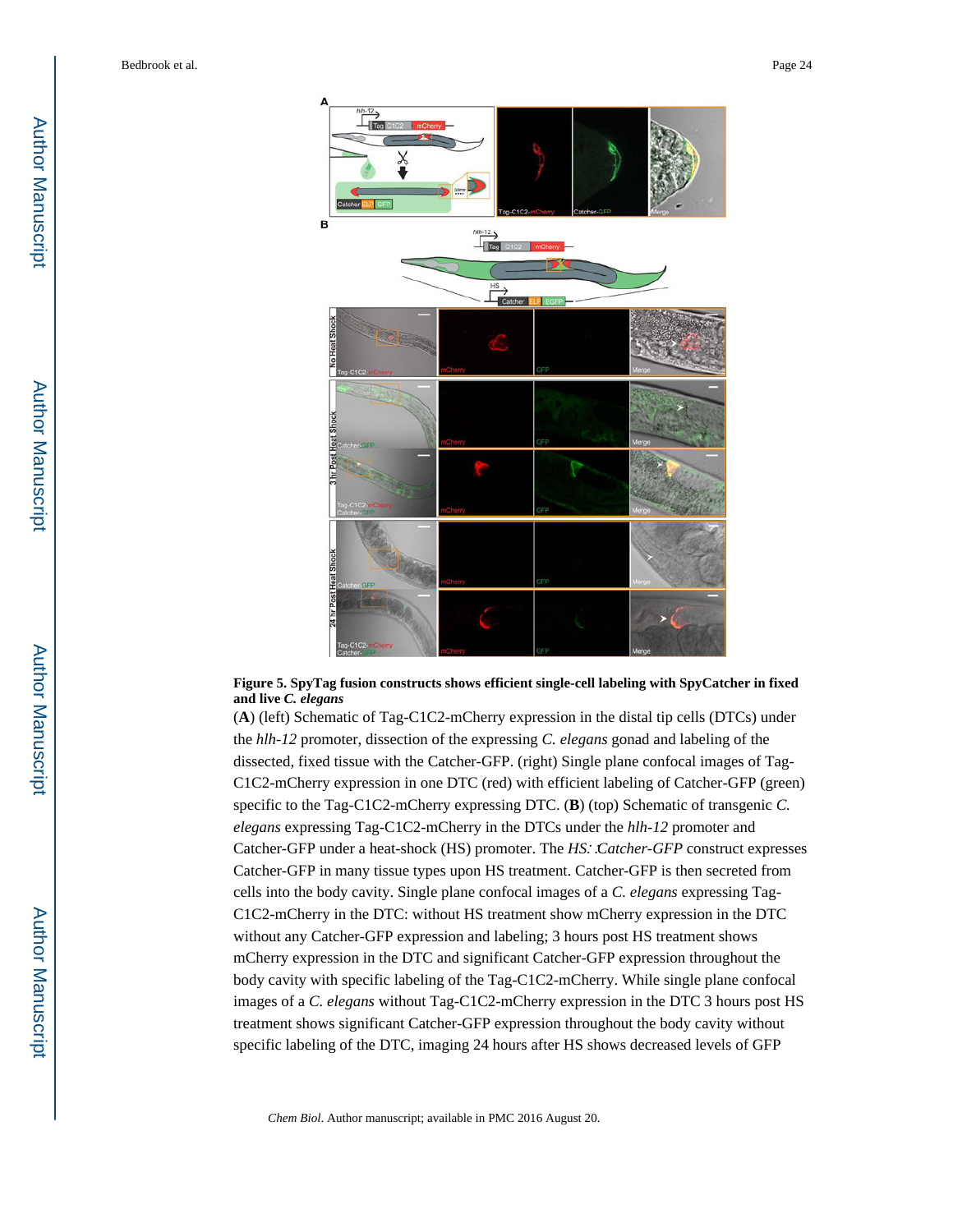**Figure 5. SpyTag fusion constructs shows efficient single-cell labeling with SpyCatcher in fixed and live *C. elegans***

(**A**) (left) Schematic of Tag-C1C2-mCherry expression in the distal tip cells (DTCs) under the *hlh-12* promoter, dissection of the expressing *C. elegans* gonad and labeling of the dissected, fixed tissue with the Catcher-GFP. (right) Single plane confocal images of Tag-C1C2-mCherry expression in one DTC (red) with efficient labeling of Catcher-GFP (green) specific to the Tag-C1C2-mCherry expressing DTC. (**B**) (top) Schematic of transgenic *C. elegans* expressing Tag-C1C2-mCherry in the DTCs under the *hlh-12* promoter and Catcher-GFP under a heat-shock (HS) promoter. The *HS::Catcher-GFP* construct expresses Catcher-GFP in many tissue types upon HS treatment. Catcher-GFP is then secreted from cells into the body cavity. Single plane confocal images of a *C. elegans* expressing Tag-C1C2-mCherry in the DTC: without HS treatment show mCherry expression in the DTC without any Catcher-GFP expression and labeling; 3 hours post HS treatment shows mCherry expression in the DTC and significant Catcher-GFP expression throughout the body cavity with specific labeling of the Tag-C1C2-mCherry. While single plane confocal images of a *C. elegans* without Tag-C1C2-mCherry expression in the DTC 3 hours post HS treatment shows significant Catcher-GFP expression throughout the body cavity without specific labeling of the DTC, imaging 24 hours after HS shows decreased levels of GFP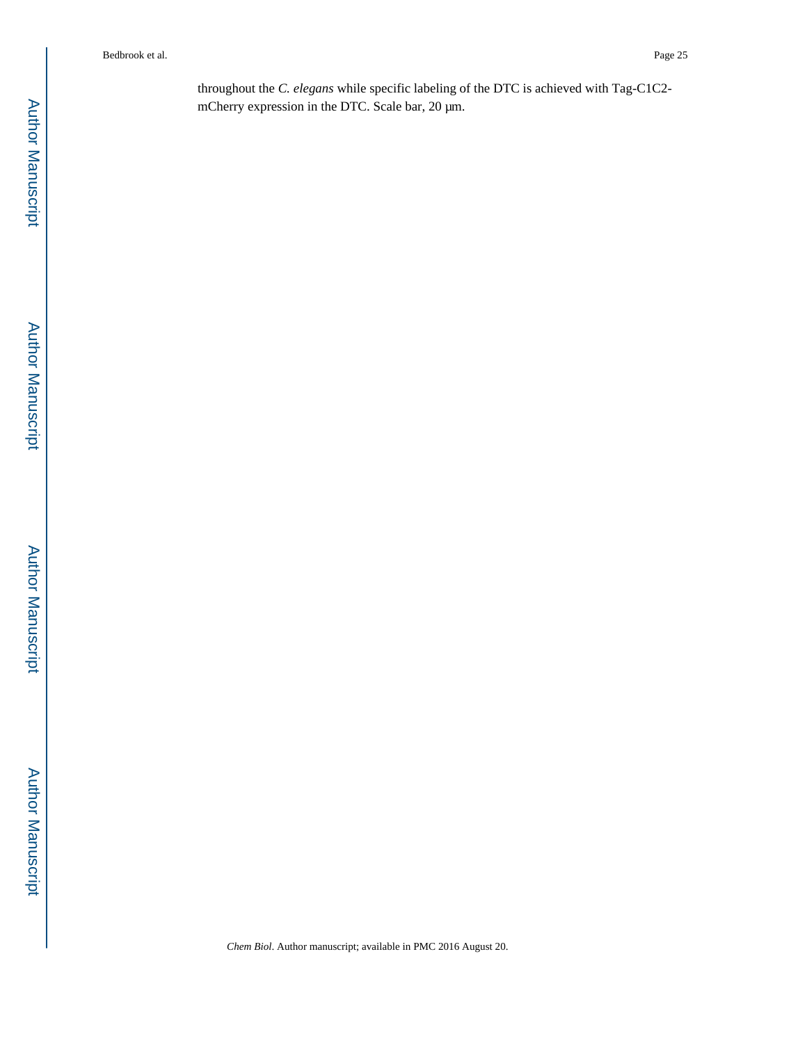throughout the *C. elegans* while specific labeling of the DTC is achieved with Tag-C1C2-mCherry expression in the DTC. Scale bar, 20 μm.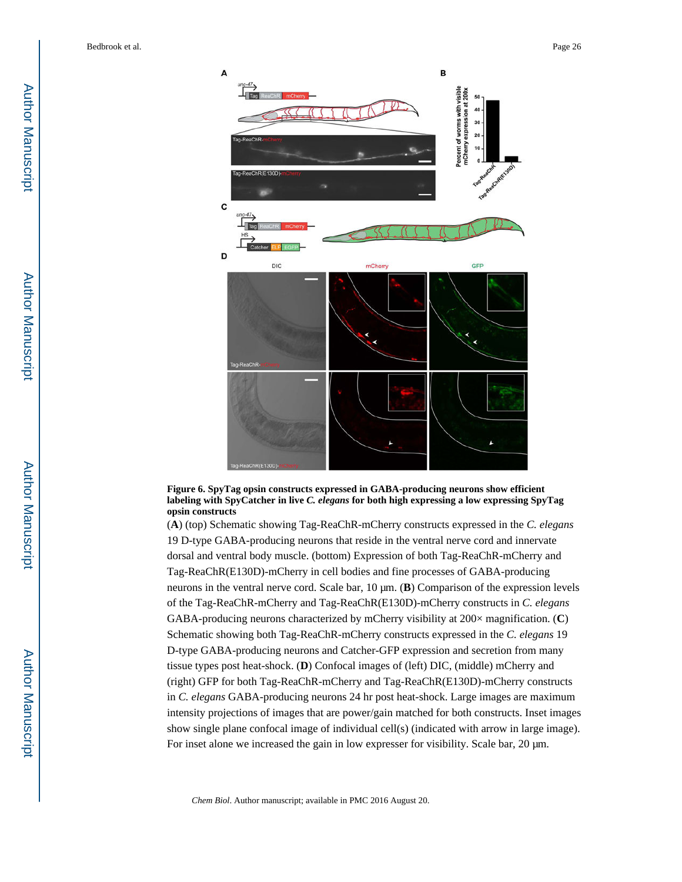A

unc-47

Tag ReaChR mCherry

Tag-ReaChR-mCherry

Tag-ReaChR(E130D)-mCherry

B

Percent of worms with visible mCherry expression at 200x

50
40
30
20
10
0

Tag-ReaChR

Tag-ReaChR(E130D)

C

unc-47

Tag ReaChR mCherry

HS

Catcher ELP EGFP

D

DIC

mCherry

GFP

Tag-ReaChR-mCherry

Tag-ReaChR(E130D)-mCherry

**Figure 6. SpyTag opsin constructs expressed in GABA-producing neurons show efficient labeling with SpyCatcher in live *C. elegans* for both high expressing a low expressing SpyTag opsin constructs**

(**A**) (top) Schematic showing Tag-ReaChR-mCherry constructs expressed in the *C. elegans* 19 D-type GABA-producing neurons that reside in the ventral nerve cord and innervate dorsal and ventral body muscle. (bottom) Expression of both Tag-ReaChR-mCherry and Tag-ReaChR(E130D)-mCherry in cell bodies and fine processes of GABA-producing neurons in the ventral nerve cord. Scale bar, 10 μm. (**B**) Comparison of the expression levels of the Tag-ReaChR-mCherry and Tag-ReaChR(E130D)-mCherry constructs in *C. elegans* GABA-producing neurons characterized by mCherry visibility at 200× magnification. (**C**) Schematic showing both Tag-ReaChR-mCherry constructs expressed in the *C. elegans* 19 D-type GABA-producing neurons and Catcher-GFP expression and secretion from many tissue types post heat-shock. (**D**) Confocal images of (left) DIC, (middle) mCherry and (right) GFP for both Tag-ReaChR-mCherry and Tag-ReaChR(E130D)-mCherry constructs in *C. elegans* GABA-producing neurons 24 hr post heat-shock. Large images are maximum intensity projections of images that are power/gain matched for both constructs. Inset images show single plane confocal image of individual cell(s) (indicated with arrow in large image). For inset alone we increased the gain in low expresser for visibility. Scale bar, 20 μm.